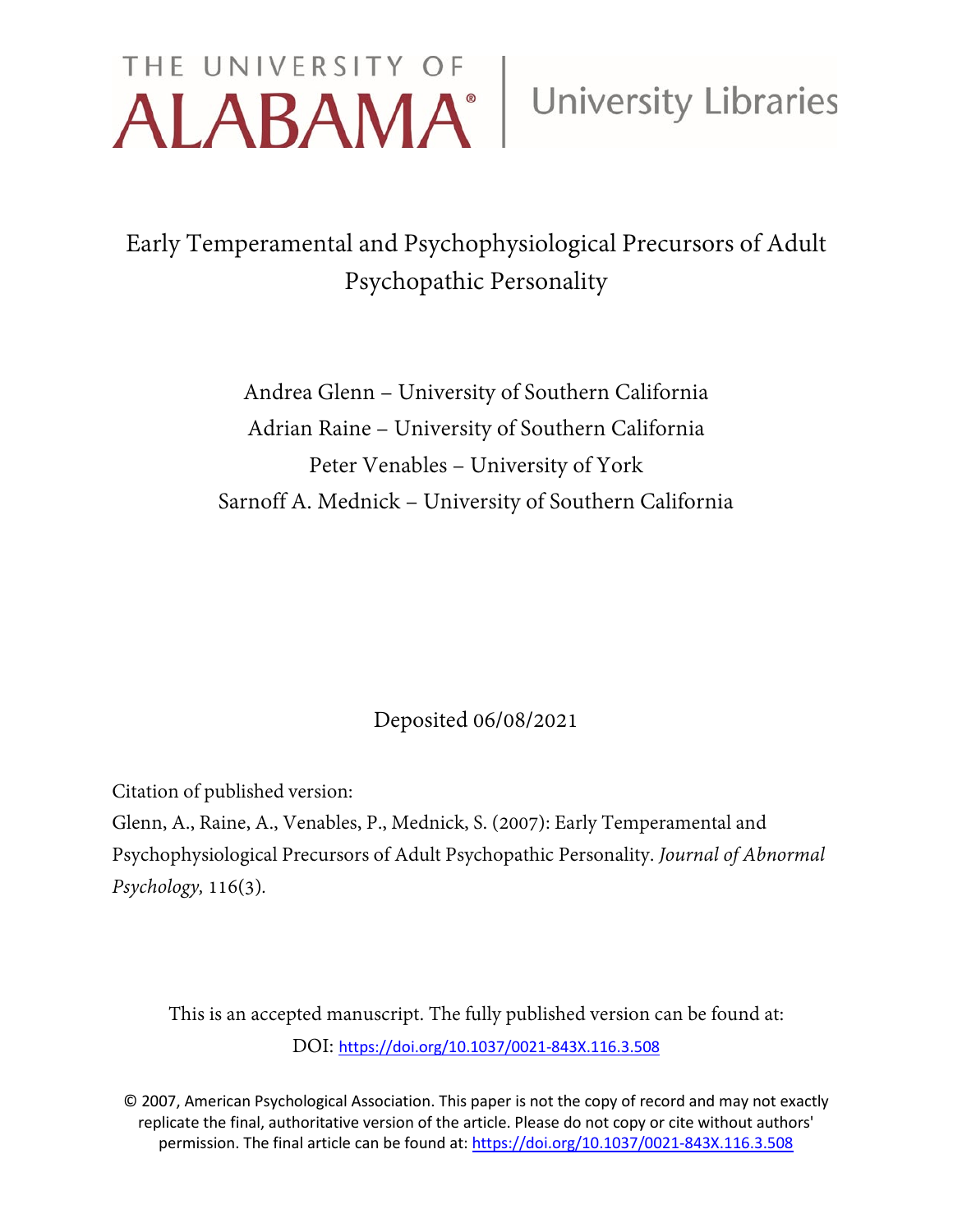THE UNIVERSITY OF ALABAMA® | University Libraries

# Early Temperamental and Psychophysiological Precursors of Adult Psychopathic Personality

Andrea Glenn – University of Southern California
Adrian Raine – University of Southern California
Peter Venables – University of York
Sarnoff A. Mednick – University of Southern California

Deposited 06/08/2021

Citation of published version:

Glenn, A., Raine, A., Venables, P., Mednick, S. (2007): Early Temperamental and Psychophysiological Precursors of Adult Psychopathic Personality. *Journal of Abnormal Psychology*, 116(3).

This is an accepted manuscript. The fully published version can be found at:
DOI: https://doi.org/10.1037/0021-843X.116.3.508

© 2007, American Psychological Association. This paper is not the copy of record and may not exactly replicate the final, authoritative version of the article. Please do not copy or cite without authors' permission. The final article can be found at: https://doi.org/10.1037/0021-843X.116.3.508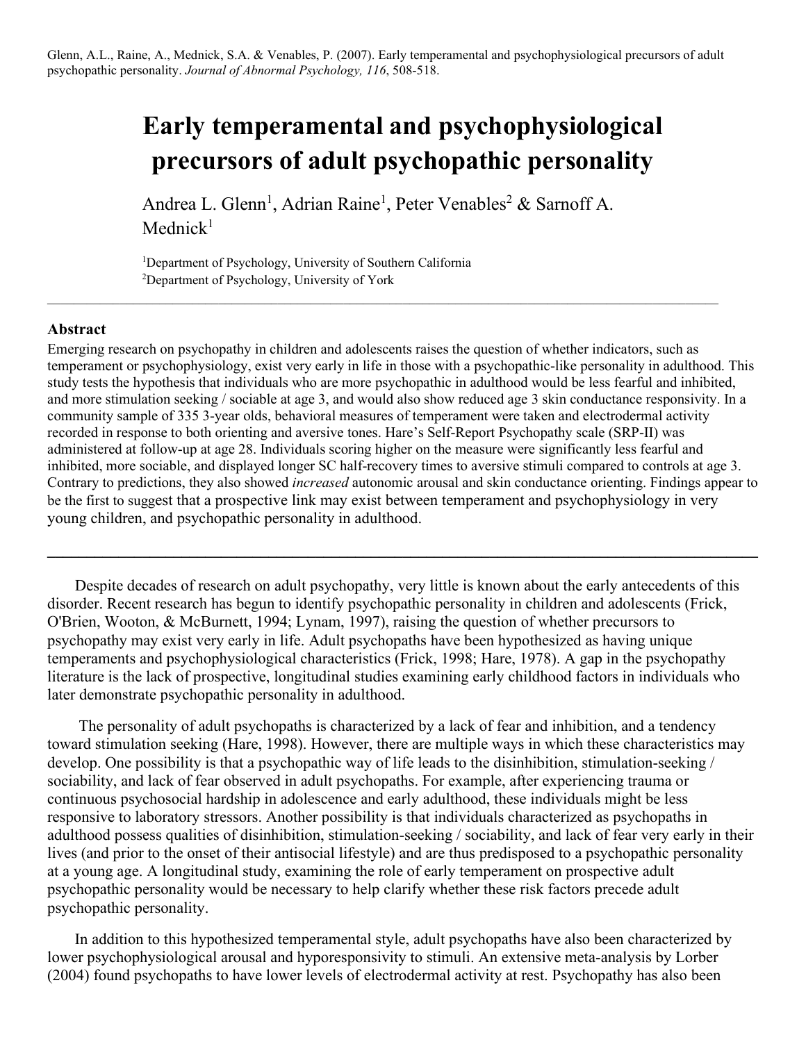Glenn, A.L., Raine, A., Mednick, S.A. & Venables, P. (2007). Early temperamental and psychophysiological precursors of adult psychopathic personality. *Journal of Abnormal Psychology, 116*, 508-518.

# Early temperamental and psychophysiological precursors of adult psychopathic personality

Andrea L. Glenn[1], Adrian Raine[1], Peter Venables[2] & Sarnoff A. Mednick[1]

[1]Department of Psychology, University of Southern California
[2]Department of Psychology, University of York

## Abstract

Emerging research on psychopathy in children and adolescents raises the question of whether indicators, such as temperament or psychophysiology, exist very early in life in those with a psychopathic-like personality in adulthood. This study tests the hypothesis that individuals who are more psychopathic in adulthood would be less fearful and inhibited, and more stimulation seeking / sociable at age 3, and would also show reduced age 3 skin conductance responsivity. In a community sample of 335 3-year olds, behavioral measures of temperament were taken and electrodermal activity recorded in response to both orienting and aversive tones. Hare's Self-Report Psychopathy scale (SRP-II) was administered at follow-up at age 28. Individuals scoring higher on the measure were significantly less fearful and inhibited, more sociable, and displayed longer SC half-recovery times to aversive stimuli compared to controls at age 3. Contrary to predictions, they also showed *increased* autonomic arousal and skin conductance orienting. Findings appear to be the first to suggest that a prospective link may exist between temperament and psychophysiology in very young children, and psychopathic personality in adulthood.

---

Despite decades of research on adult psychopathy, very little is known about the early antecedents of this disorder. Recent research has begun to identify psychopathic personality in children and adolescents (Frick, O'Brien, Wooton, & McBurnett, 1994; Lynam, 1997), raising the question of whether precursors to psychopathy may exist very early in life. Adult psychopaths have been hypothesized as having unique temperaments and psychophysiological characteristics (Frick, 1998; Hare, 1978). A gap in the psychopathy literature is the lack of prospective, longitudinal studies examining early childhood factors in individuals who later demonstrate psychopathic personality in adulthood.

The personality of adult psychopaths is characterized by a lack of fear and inhibition, and a tendency toward stimulation seeking (Hare, 1998). However, there are multiple ways in which these characteristics may develop. One possibility is that a psychopathic way of life leads to the disinhibition, stimulation-seeking / sociability, and lack of fear observed in adult psychopaths. For example, after experiencing trauma or continuous psychosocial hardship in adolescence and early adulthood, these individuals might be less responsive to laboratory stressors. Another possibility is that individuals characterized as psychopaths in adulthood possess qualities of disinhibition, stimulation-seeking / sociability, and lack of fear very early in their lives (and prior to the onset of their antisocial lifestyle) and are thus predisposed to a psychopathic personality at a young age. A longitudinal study, examining the role of early temperament on prospective adult psychopathic personality would be necessary to help clarify whether these risk factors precede adult psychopathic personality.

In addition to this hypothesized temperamental style, adult psychopaths have also been characterized by lower psychophysiological arousal and hyporesponsivity to stimuli. An extensive meta-analysis by Lorber (2004) found psychopaths to have lower levels of electrodermal activity at rest. Psychopathy has also been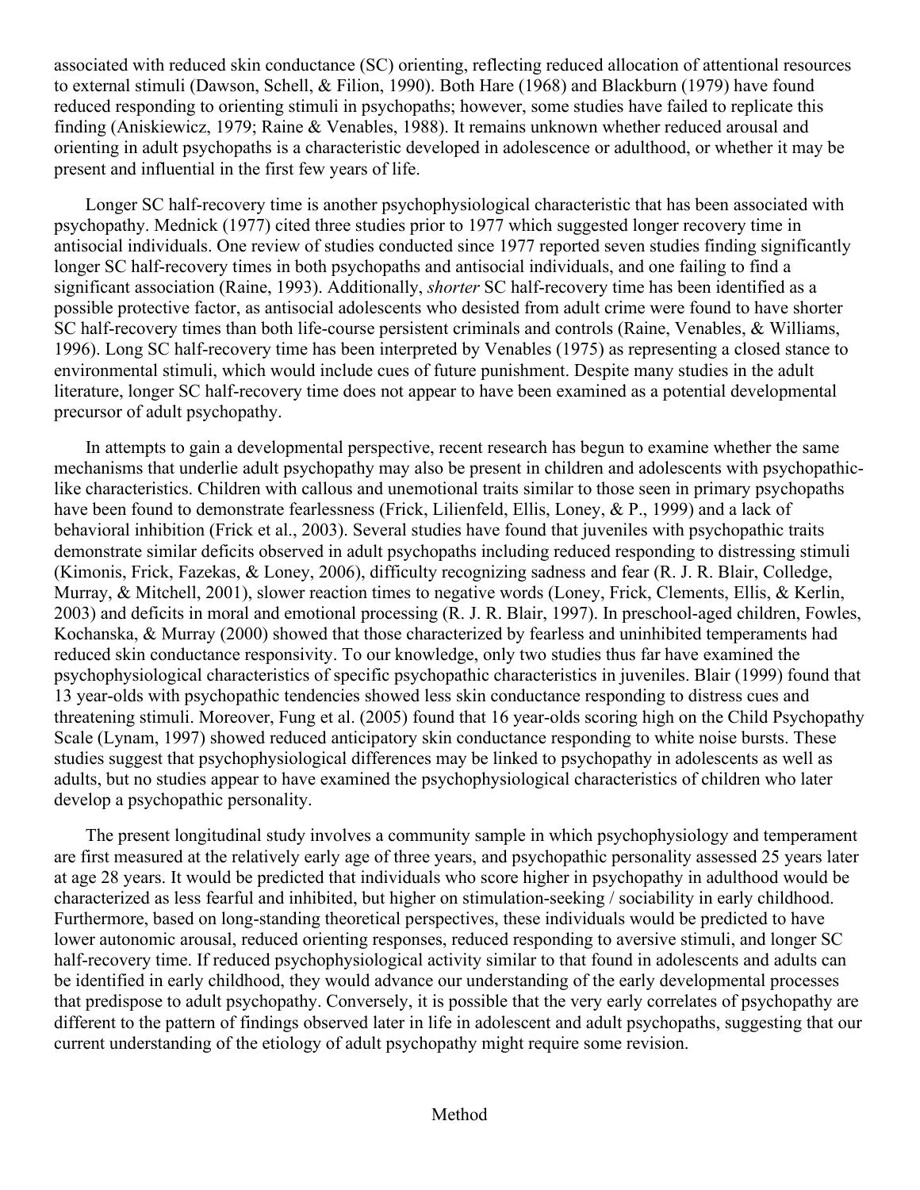associated with reduced skin conductance (SC) orienting, reflecting reduced allocation of attentional resources to external stimuli (Dawson, Schell, & Filion, 1990). Both Hare (1968) and Blackburn (1979) have found reduced responding to orienting stimuli in psychopaths; however, some studies have failed to replicate this finding (Aniskiewicz, 1979; Raine & Venables, 1988). It remains unknown whether reduced arousal and orienting in adult psychopaths is a characteristic developed in adolescence or adulthood, or whether it may be present and influential in the first few years of life.

Longer SC half-recovery time is another psychophysiological characteristic that has been associated with psychopathy. Mednick (1977) cited three studies prior to 1977 which suggested longer recovery time in antisocial individuals. One review of studies conducted since 1977 reported seven studies finding significantly longer SC half-recovery times in both psychopaths and antisocial individuals, and one failing to find a significant association (Raine, 1993). Additionally, *shorter* SC half-recovery time has been identified as a possible protective factor, as antisocial adolescents who desisted from adult crime were found to have shorter SC half-recovery times than both life-course persistent criminals and controls (Raine, Venables, & Williams, 1996). Long SC half-recovery time has been interpreted by Venables (1975) as representing a closed stance to environmental stimuli, which would include cues of future punishment. Despite many studies in the adult literature, longer SC half-recovery time does not appear to have been examined as a potential developmental precursor of adult psychopathy.

In attempts to gain a developmental perspective, recent research has begun to examine whether the same mechanisms that underlie adult psychopathy may also be present in children and adolescents with psychopathic-like characteristics. Children with callous and unemotional traits similar to those seen in primary psychopaths have been found to demonstrate fearlessness (Frick, Lilienfeld, Ellis, Loney, & P., 1999) and a lack of behavioral inhibition (Frick et al., 2003). Several studies have found that juveniles with psychopathic traits demonstrate similar deficits observed in adult psychopaths including reduced responding to distressing stimuli (Kimonis, Frick, Fazekas, & Loney, 2006), difficulty recognizing sadness and fear (R. J. R. Blair, Colledge, Murray, & Mitchell, 2001), slower reaction times to negative words (Loney, Frick, Clements, Ellis, & Kerlin, 2003) and deficits in moral and emotional processing (R. J. R. Blair, 1997). In preschool-aged children, Fowles, Kochanska, & Murray (2000) showed that those characterized by fearless and uninhibited temperaments had reduced skin conductance responsivity. To our knowledge, only two studies thus far have examined the psychophysiological characteristics of specific psychopathic characteristics in juveniles. Blair (1999) found that 13 year-olds with psychopathic tendencies showed less skin conductance responding to distress cues and threatening stimuli. Moreover, Fung et al. (2005) found that 16 year-olds scoring high on the Child Psychopathy Scale (Lynam, 1997) showed reduced anticipatory skin conductance responding to white noise bursts. These studies suggest that psychophysiological differences may be linked to psychopathy in adolescents as well as adults, but no studies appear to have examined the psychophysiological characteristics of children who later develop a psychopathic personality.

The present longitudinal study involves a community sample in which psychophysiology and temperament are first measured at the relatively early age of three years, and psychopathic personality assessed 25 years later at age 28 years. It would be predicted that individuals who score higher in psychopathy in adulthood would be characterized as less fearful and inhibited, but higher on stimulation-seeking / sociability in early childhood. Furthermore, based on long-standing theoretical perspectives, these individuals would be predicted to have lower autonomic arousal, reduced orienting responses, reduced responding to aversive stimuli, and longer SC half-recovery time. If reduced psychophysiological activity similar to that found in adolescents and adults can be identified in early childhood, they would advance our understanding of the early developmental processes that predispose to adult psychopathy. Conversely, it is possible that the very early correlates of psychopathy are different to the pattern of findings observed later in life in adolescent and adult psychopaths, suggesting that our current understanding of the etiology of adult psychopathy might require some revision.

## Method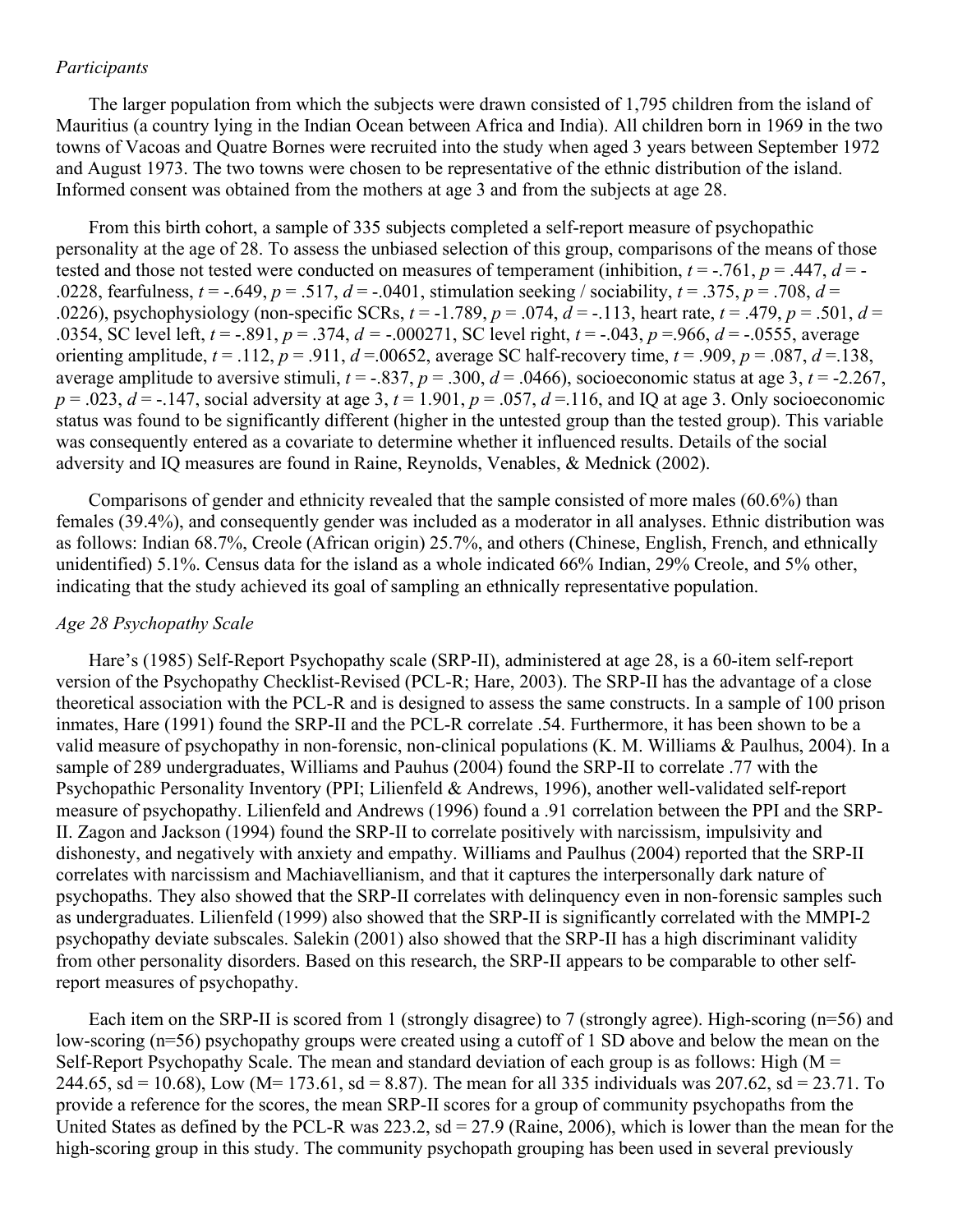*Participants*

The larger population from which the subjects were drawn consisted of 1,795 children from the island of Mauritius (a country lying in the Indian Ocean between Africa and India). All children born in 1969 in the two towns of Vacoas and Quatre Bornes were recruited into the study when aged 3 years between September 1972 and August 1973. The two towns were chosen to be representative of the ethnic distribution of the island. Informed consent was obtained from the mothers at age 3 and from the subjects at age 28.

From this birth cohort, a sample of 335 subjects completed a self-report measure of psychopathic personality at the age of 28. To assess the unbiased selection of this group, comparisons of the means of those tested and those not tested were conducted on measures of temperament (inhibition, $t$ = -.761, $p$ = .447, $d$ = -.0228, fearfulness, $t$ = -.649, $p$ = .517, $d$ = -.0401, stimulation seeking / sociability, $t$ = .375, $p$ = .708, $d$ = .0226), psychophysiology (non-specific SCRs, $t$ = -1.789, $p$ = .074, $d$ = -.113, heart rate, $t$ = .479, $p$ = .501, $d$ = .0354, SC level left, $t$ = -.891, $p$ = .374, $d$ = -.000271, SC level right, $t$ = -.043, $p$ =.966, $d$ = -.0555, average orienting amplitude, $t$ = .112, $p$ = .911, $d$ =.00652, average SC half-recovery time, $t$ = .909, $p$ = .087, $d$ =.138, average amplitude to aversive stimuli, $t$ = -.837, $p$ = .300, $d$ = .0466), socioeconomic status at age 3, $t$ = -2.267, $p$ = .023, $d$ = -.147, social adversity at age 3, $t$ = 1.901, $p$ = .057, $d$ =.116, and IQ at age 3. Only socioeconomic status was found to be significantly different (higher in the untested group than the tested group). This variable was consequently entered as a covariate to determine whether it influenced results. Details of the social adversity and IQ measures are found in Raine, Reynolds, Venables, & Mednick (2002).

Comparisons of gender and ethnicity revealed that the sample consisted of more males (60.6%) than females (39.4%), and consequently gender was included as a moderator in all analyses. Ethnic distribution was as follows: Indian 68.7%, Creole (African origin) 25.7%, and others (Chinese, English, French, and ethnically unidentified) 5.1%. Census data for the island as a whole indicated 66% Indian, 29% Creole, and 5% other, indicating that the study achieved its goal of sampling an ethnically representative population.

*Age 28 Psychopathy Scale*

Hare's (1985) Self-Report Psychopathy scale (SRP-II), administered at age 28, is a 60-item self-report version of the Psychopathy Checklist-Revised (PCL-R; Hare, 2003). The SRP-II has the advantage of a close theoretical association with the PCL-R and is designed to assess the same constructs. In a sample of 100 prison inmates, Hare (1991) found the SRP-II and the PCL-R correlate .54. Furthermore, it has been shown to be a valid measure of psychopathy in non-forensic, non-clinical populations (K. M. Williams & Paulhus, 2004). In a sample of 289 undergraduates, Williams and Pauhus (2004) found the SRP-II to correlate .77 with the Psychopathic Personality Inventory (PPI; Lilienfeld & Andrews, 1996), another well-validated self-report measure of psychopathy. Lilienfeld and Andrews (1996) found a .91 correlation between the PPI and the SRP-II. Zagon and Jackson (1994) found the SRP-II to correlate positively with narcissism, impulsivity and dishonesty, and negatively with anxiety and empathy. Williams and Paulhus (2004) reported that the SRP-II correlates with narcissism and Machiavellianism, and that it captures the interpersonally dark nature of psychopaths. They also showed that the SRP-II correlates with delinquency even in non-forensic samples such as undergraduates. Lilienfeld (1999) also showed that the SRP-II is significantly correlated with the MMPI-2 psychopathy deviate subscales. Salekin (2001) also showed that the SRP-II has a high discriminant validity from other personality disorders. Based on this research, the SRP-II appears to be comparable to other self-report measures of psychopathy.

Each item on the SRP-II is scored from 1 (strongly disagree) to 7 (strongly agree). High-scoring (n=56) and low-scoring (n=56) psychopathy groups were created using a cutoff of 1 SD above and below the mean on the Self-Report Psychopathy Scale. The mean and standard deviation of each group is as follows: High (M = 244.65, sd = 10.68), Low (M= 173.61, sd = 8.87). The mean for all 335 individuals was 207.62, sd = 23.71. To provide a reference for the scores, the mean SRP-II scores for a group of community psychopaths from the United States as defined by the PCL-R was 223.2, sd = 27.9 (Raine, 2006), which is lower than the mean for the high-scoring group in this study. The community psychopath grouping has been used in several previously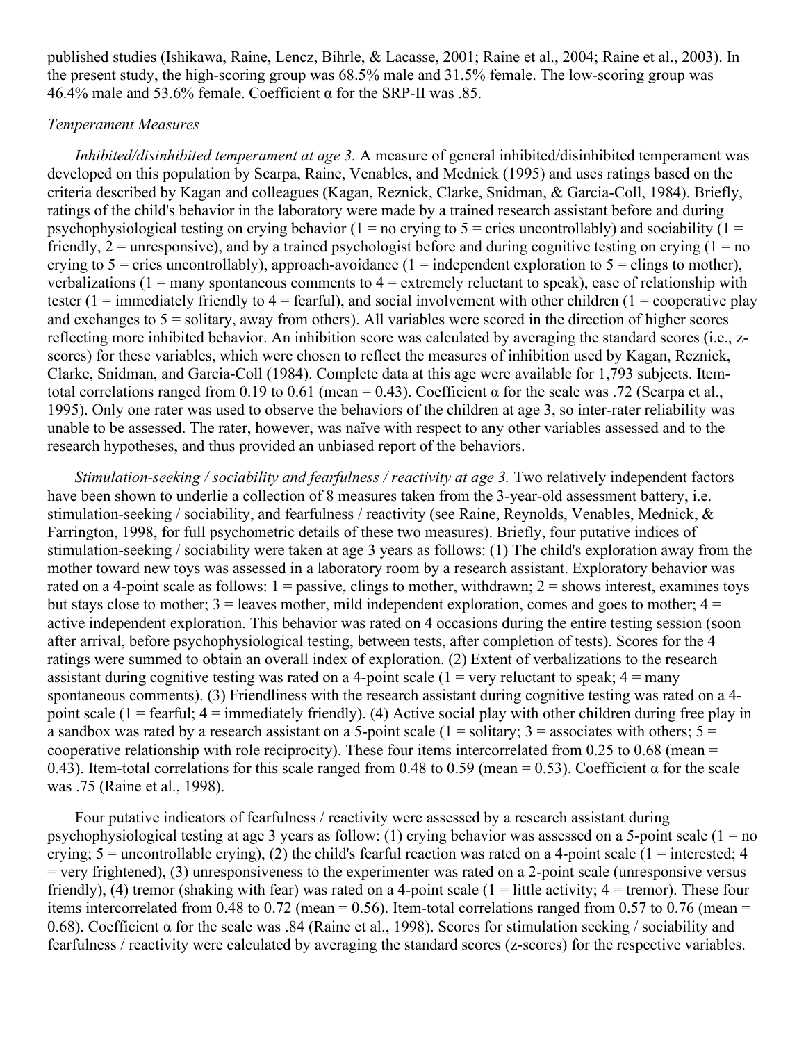published studies (Ishikawa, Raine, Lencz, Bihrle, & Lacasse, 2001; Raine et al., 2004; Raine et al., 2003). In the present study, the high-scoring group was 68.5% male and 31.5% female. The low-scoring group was 46.4% male and 53.6% female. Coefficient α for the SRP-II was .85.

### *Temperament Measures*

*Inhibited/disinhibited temperament at age 3.* A measure of general inhibited/disinhibited temperament was developed on this population by Scarpa, Raine, Venables, and Mednick (1995) and uses ratings based on the criteria described by Kagan and colleagues (Kagan, Reznick, Clarke, Snidman, & Garcia-Coll, 1984). Briefly, ratings of the child's behavior in the laboratory were made by a trained research assistant before and during psychophysiological testing on crying behavior (1 = no crying to 5 = cries uncontrollably) and sociability (1 = friendly, 2 = unresponsive), and by a trained psychologist before and during cognitive testing on crying (1 = no crying to 5 = cries uncontrollably), approach-avoidance (1 = independent exploration to 5 = clings to mother), verbalizations (1 = many spontaneous comments to 4 = extremely reluctant to speak), ease of relationship with tester (1 = immediately friendly to 4 = fearful), and social involvement with other children (1 = cooperative play and exchanges to 5 = solitary, away from others). All variables were scored in the direction of higher scores reflecting more inhibited behavior. An inhibition score was calculated by averaging the standard scores (i.e., z-scores) for these variables, which were chosen to reflect the measures of inhibition used by Kagan, Reznick, Clarke, Snidman, and Garcia-Coll (1984). Complete data at this age were available for 1,793 subjects. Item-total correlations ranged from 0.19 to 0.61 (mean = 0.43). Coefficient α for the scale was .72 (Scarpa et al., 1995). Only one rater was used to observe the behaviors of the children at age 3, so inter-rater reliability was unable to be assessed. The rater, however, was naïve with respect to any other variables assessed and to the research hypotheses, and thus provided an unbiased report of the behaviors.

*Stimulation-seeking / sociability and fearfulness / reactivity at age 3.* Two relatively independent factors have been shown to underlie a collection of 8 measures taken from the 3-year-old assessment battery, i.e. stimulation-seeking / sociability, and fearfulness / reactivity (see Raine, Reynolds, Venables, Mednick, & Farrington, 1998, for full psychometric details of these two measures). Briefly, four putative indices of stimulation-seeking / sociability were taken at age 3 years as follows: (1) The child's exploration away from the mother toward new toys was assessed in a laboratory room by a research assistant. Exploratory behavior was rated on a 4-point scale as follows: 1 = passive, clings to mother, withdrawn; 2 = shows interest, examines toys but stays close to mother; 3 = leaves mother, mild independent exploration, comes and goes to mother; 4 = active independent exploration. This behavior was rated on 4 occasions during the entire testing session (soon after arrival, before psychophysiological testing, between tests, after completion of tests). Scores for the 4 ratings were summed to obtain an overall index of exploration. (2) Extent of verbalizations to the research assistant during cognitive testing was rated on a 4-point scale (1 = very reluctant to speak; 4 = many spontaneous comments). (3) Friendliness with the research assistant during cognitive testing was rated on a 4-point scale (1 = fearful; 4 = immediately friendly). (4) Active social play with other children during free play in a sandbox was rated by a research assistant on a 5-point scale (1 = solitary; 3 = associates with others; 5 = cooperative relationship with role reciprocity). These four items intercorrelated from 0.25 to 0.68 (mean = 0.43). Item-total correlations for this scale ranged from 0.48 to 0.59 (mean = 0.53). Coefficient α for the scale was .75 (Raine et al., 1998).

Four putative indicators of fearfulness / reactivity were assessed by a research assistant during psychophysiological testing at age 3 years as follow: (1) crying behavior was assessed on a 5-point scale (1 = no crying; 5 = uncontrollable crying), (2) the child's fearful reaction was rated on a 4-point scale (1 = interested; 4 = very frightened), (3) unresponsiveness to the experimenter was rated on a 2-point scale (unresponsive versus friendly), (4) tremor (shaking with fear) was rated on a 4-point scale (1 = little activity; 4 = tremor). These four items intercorrelated from 0.48 to 0.72 (mean = 0.56). Item-total correlations ranged from 0.57 to 0.76 (mean = 0.68). Coefficient α for the scale was .84 (Raine et al., 1998). Scores for stimulation seeking / sociability and fearfulness / reactivity were calculated by averaging the standard scores (z-scores) for the respective variables.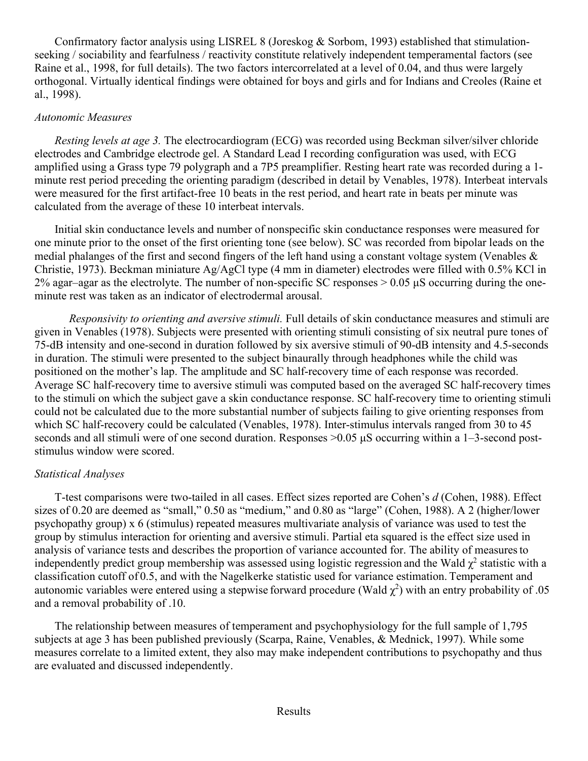Confirmatory factor analysis using LISREL 8 (Joreskog & Sorbom, 1993) established that stimulation-seeking / sociability and fearfulness / reactivity constitute relatively independent temperamental factors (see Raine et al., 1998, for full details). The two factors intercorrelated at a level of 0.04, and thus were largely orthogonal. Virtually identical findings were obtained for boys and girls and for Indians and Creoles (Raine et al., 1998).

### *Autonomic Measures*

*Resting levels at age 3.* The electrocardiogram (ECG) was recorded using Beckman silver/silver chloride electrodes and Cambridge electrode gel. A Standard Lead I recording configuration was used, with ECG amplified using a Grass type 79 polygraph and a 7P5 preamplifier. Resting heart rate was recorded during a 1-minute rest period preceding the orienting paradigm (described in detail by Venables, 1978). Interbeat intervals were measured for the first artifact-free 10 beats in the rest period, and heart rate in beats per minute was calculated from the average of these 10 interbeat intervals.

Initial skin conductance levels and number of nonspecific skin conductance responses were measured for one minute prior to the onset of the first orienting tone (see below). SC was recorded from bipolar leads on the medial phalanges of the first and second fingers of the left hand using a constant voltage system (Venables & Christie, 1973). Beckman miniature Ag/AgCl type (4 mm in diameter) electrodes were filled with 0.5% KCl in 2% agar–agar as the electrolyte. The number of non-specific SC responses > 0.05 µS occurring during the one-minute rest was taken as an indicator of electrodermal arousal.

*Responsivity to orienting and aversive stimuli.* Full details of skin conductance measures and stimuli are given in Venables (1978). Subjects were presented with orienting stimuli consisting of six neutral pure tones of 75-dB intensity and one-second in duration followed by six aversive stimuli of 90-dB intensity and 4.5-seconds in duration. The stimuli were presented to the subject binaurally through headphones while the child was positioned on the mother's lap. The amplitude and SC half-recovery time of each response was recorded. Average SC half-recovery time to aversive stimuli was computed based on the averaged SC half-recovery times to the stimuli on which the subject gave a skin conductance response. SC half-recovery time to orienting stimuli could not be calculated due to the more substantial number of subjects failing to give orienting responses from which SC half-recovery could be calculated (Venables, 1978). Inter-stimulus intervals ranged from 30 to 45 seconds and all stimuli were of one second duration. Responses >0.05 µS occurring within a 1–3-second post-stimulus window were scored.

### *Statistical Analyses*

T-test comparisons were two-tailed in all cases. Effect sizes reported are Cohen's *d* (Cohen, 1988). Effect sizes of 0.20 are deemed as "small," 0.50 as "medium," and 0.80 as "large" (Cohen, 1988). A 2 (higher/lower psychopathy group) x 6 (stimulus) repeated measures multivariate analysis of variance was used to test the group by stimulus interaction for orienting and aversive stimuli. Partial eta squared is the effect size used in analysis of variance tests and describes the proportion of variance accounted for. The ability of measures to independently predict group membership was assessed using logistic regression and the Wald $\chi^2$ statistic with a classification cutoff of 0.5, and with the Nagelkerke statistic used for variance estimation. Temperament and autonomic variables were entered using a stepwise forward procedure (Wald $\chi^2$) with an entry probability of .05 and a removal probability of .10.

The relationship between measures of temperament and psychophysiology for the full sample of 1,795 subjects at age 3 has been published previously (Scarpa, Raine, Venables, & Mednick, 1997). While some measures correlate to a limited extent, they also may make independent contributions to psychopathy and thus are evaluated and discussed independently.

## Results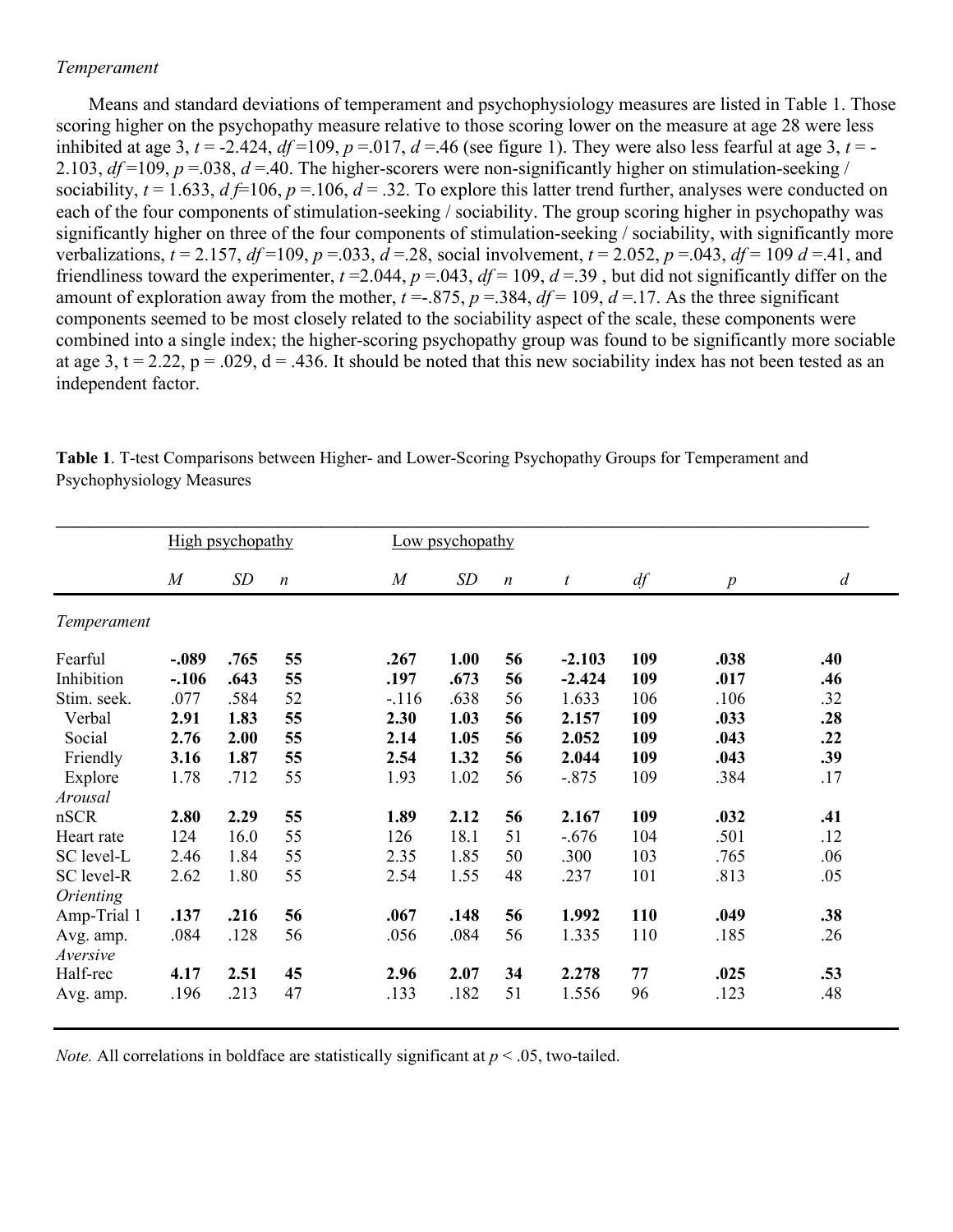*Temperament*

Means and standard deviations of temperament and psychophysiology measures are listed in Table 1. Those scoring higher on the psychopathy measure relative to those scoring lower on the measure at age 28 were less inhibited at age 3, $t$ = -2.424, $df$ =109, $p$ =.017, $d$ =.46 (see figure 1). They were also less fearful at age 3, $t$ = -2.103, $df$ =109, $p$ =.038, $d$ =.40. The higher-scorers were non-significantly higher on stimulation-seeking / sociability, $t$ = 1.633, $df$=106, $p$ =.106, $d$ = .32. To explore this latter trend further, analyses were conducted on each of the four components of stimulation-seeking / sociability. The group scoring higher in psychopathy was significantly higher on three of the four components of stimulation-seeking / sociability, with significantly more verbalizations, $t$ = 2.157, $df$ =109, $p$ =.033, $d$ =.28, social involvement, $t$ = 2.052, $p$ =.043, $df$ = 109 $d$ =.41, and friendliness toward the experimenter, $t$ =2.044, $p$ =.043, $df$ = 109, $d$ =.39 , but did not significantly differ on the amount of exploration away from the mother, $t$ =-.875, $p$ =.384, $df$ = 109, $d$ =.17. As the three significant components seemed to be most closely related to the sociability aspect of the scale, these components were combined into a single index; the higher-scoring psychopathy group was found to be significantly more sociable at age 3, t = 2.22, p = .029, d = .436. It should be noted that this new sociability index has not been tested as an independent factor.

**Table 1**. T-test Comparisons between Higher- and Lower-Scoring Psychopathy Groups for Temperament and Psychophysiology Measures

| | High psychopathy | | | Low psychopathy | | | | | | |
|---|---|---|---|---|---|---|---|---|---|---|
| | *M* | *SD* | *n* | *M* | *SD* | *n* | *t* | *df* | *p* | *d* |
| *Temperament* | | | | | | | | | | |
| Fearful | **-.089** | **.765** | **55** | **.267** | **1.00** | **56** | **-2.103** | **109** | **.038** | **.40** |
| Inhibition | **-.106** | **.643** | **55** | **.197** | **.673** | **56** | **-2.424** | **109** | **.017** | **.46** |
| Stim. seek. | .077 | .584 | 52 | -.116 | .638 | 56 | 1.633 | 106 | .106 | .32 |
| Verbal | **2.91** | **1.83** | **55** | **2.30** | **1.03** | **56** | **2.157** | **109** | **.033** | **.28** |
| Social | **2.76** | **2.00** | **55** | **2.14** | **1.05** | **56** | **2.052** | **109** | **.043** | **.22** |
| Friendly | **3.16** | **1.87** | **55** | **2.54** | **1.32** | **56** | **2.044** | **109** | **.043** | **.39** |
| Explore | 1.78 | .712 | 55 | 1.93 | 1.02 | 56 | -.875 | 109 | .384 | .17 |
| *Arousal* | | | | | | | | | | |
| nSCR | **2.80** | **2.29** | **55** | **1.89** | **2.12** | **56** | **2.167** | **109** | **.032** | **.41** |
| Heart rate | 124 | 16.0 | 55 | 126 | 18.1 | 51 | -.676 | 104 | .501 | .12 |
| SC level-L | 2.46 | 1.84 | 55 | 2.35 | 1.85 | 50 | .300 | 103 | .765 | .06 |
| SC level-R | 2.62 | 1.80 | 55 | 2.54 | 1.55 | 48 | .237 | 101 | .813 | .05 |
| *Orienting* | | | | | | | | | | |
| Amp-Trial 1 | **.137** | **.216** | **56** | **.067** | **.148** | **56** | **1.992** | **110** | **.049** | **.38** |
| Avg. amp. | .084 | .128 | 56 | .056 | .084 | 56 | 1.335 | 110 | .185 | .26 |
| *Aversive* | | | | | | | | | | |
| Half-rec | **4.17** | **2.51** | **45** | **2.96** | **2.07** | **34** | **2.278** | **77** | **.025** | **.53** |
| Avg. amp. | .196 | .213 | 47 | .133 | .182 | 51 | 1.556 | 96 | .123 | .48 |

*Note.* All correlations in boldface are statistically significant at $p < .05$, two-tailed.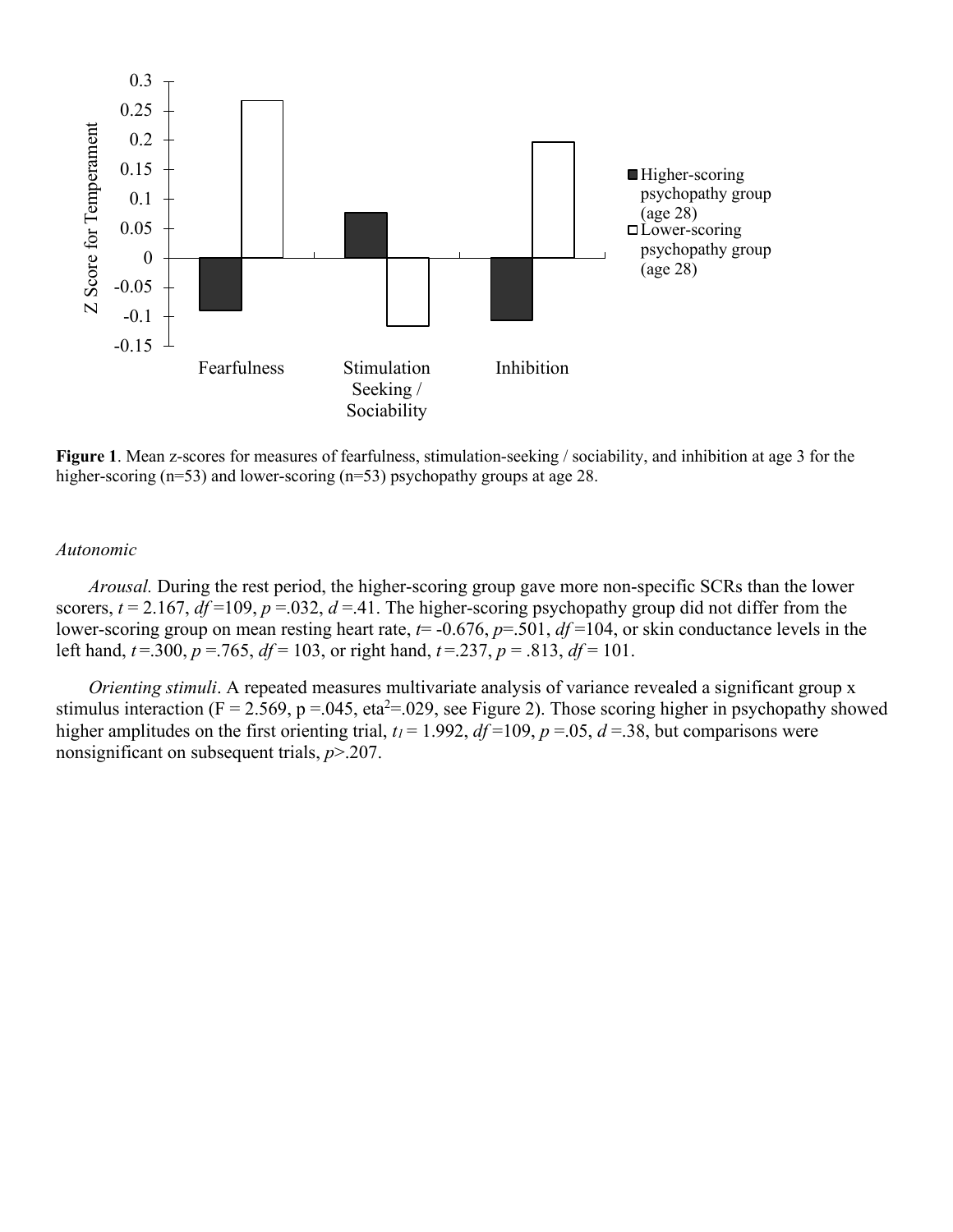**Figure 1**. Mean z-scores for measures of fearfulness, stimulation-seeking / sociability, and inhibition at age 3 for the higher-scoring (n=53) and lower-scoring (n=53) psychopathy groups at age 28.

*Autonomic*

*Arousal.* During the rest period, the higher-scoring group gave more non-specific SCRs than the lower scorers, $t = 2.167$, $df = 109$, $p = .032$, $d = .41$. The higher-scoring psychopathy group did not differ from the lower-scoring group on mean resting heart rate, $t = -0.676$, $p = .501$, $df = 104$, or skin conductance levels in the left hand, $t = .300$, $p = .765$, $df = 103$, or right hand, $t = .237$, $p = .813$, $df = 101$.

*Orienting stimuli*. A repeated measures multivariate analysis of variance revealed a significant group x stimulus interaction ($F = 2.569$, $p = .045$, $eta^2 = .029$, see Figure 2). Those scoring higher in psychopathy showed higher amplitudes on the first orienting trial, $t_1 = 1.992$, $df = 109$, $p = .05$, $d = .38$, but comparisons were nonsignificant on subsequent trials, $p > .207$.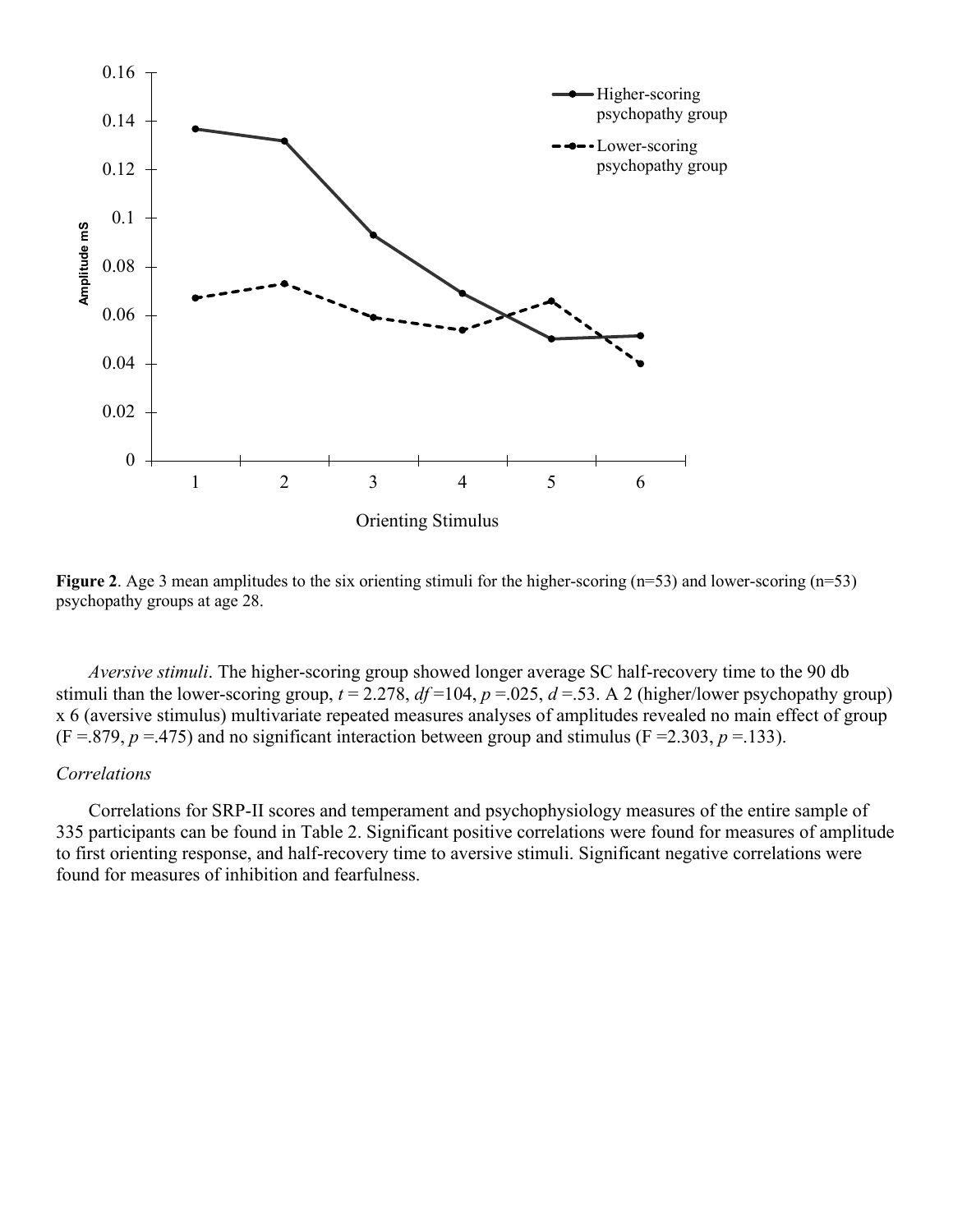**Figure 2**. Age 3 mean amplitudes to the six orienting stimuli for the higher-scoring (n=53) and lower-scoring (n=53) psychopathy groups at age 28.

*Aversive stimuli*. The higher-scoring group showed longer average SC half-recovery time to the 90 db stimuli than the lower-scoring group, $t = 2.278$, $df = 104$, $p = .025$, $d = .53$. A 2 (higher/lower psychopathy group) x 6 (aversive stimulus) multivariate repeated measures analyses of amplitudes revealed no main effect of group ($F = .879$, $p = .475$) and no significant interaction between group and stimulus ($F = 2.303$, $p = .133$).

*Correlations*

Correlations for SRP-II scores and temperament and psychophysiology measures of the entire sample of 335 participants can be found in Table 2. Significant positive correlations were found for measures of amplitude to first orienting response, and half-recovery time to aversive stimuli. Significant negative correlations were found for measures of inhibition and fearfulness.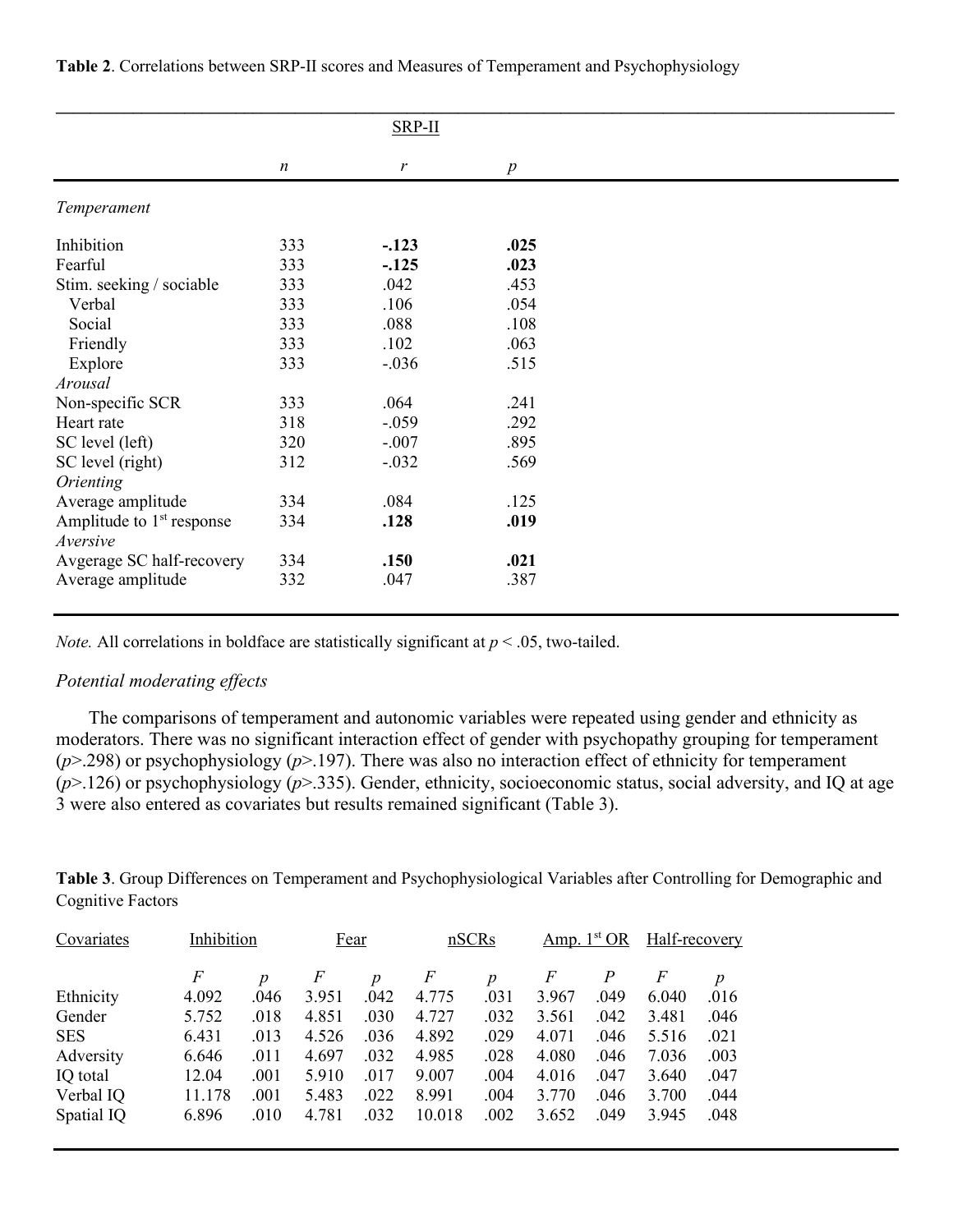**Table 2**. Correlations between SRP-II scores and Measures of Temperament and Psychophysiology

| | SRP-II | | |
|---|---|---|---|
| | *n* | *r* | *p* |
| *Temperament* | | | |
| Inhibition | 333 | **-.123** | **.025** |
| Fearful | 333 | **-.125** | **.023** |
| Stim. seeking / sociable | 333 | .042 | .453 |
| Verbal | 333 | .106 | .054 |
| Social | 333 | .088 | .108 |
| Friendly | 333 | .102 | .063 |
| Explore | 333 | -.036 | .515 |
| *Arousal* | | | |
| Non-specific SCR | 333 | .064 | .241 |
| Heart rate | 318 | -.059 | .292 |
| SC level (left) | 320 | -.007 | .895 |
| SC level (right) | 312 | -.032 | .569 |
| *Orienting* | | | |
| Average amplitude | 334 | .084 | .125 |
| Amplitude to 1st response | 334 | **.128** | **.019** |
| *Aversive* | | | |
| Avgerage SC half-recovery | 334 | **.150** | **.021** |
| Average amplitude | 332 | .047 | .387 |

*Note.* All correlations in boldface are statistically significant at $p < .05$, two-tailed.

### *Potential moderating effects*

The comparisons of temperament and autonomic variables were repeated using gender and ethnicity as moderators. There was no significant interaction effect of gender with psychopathy grouping for temperament ($p$>.298) or psychophysiology ($p$>.197). There was also no interaction effect of ethnicity for temperament ($p$>.126) or psychophysiology ($p$>.335). Gender, ethnicity, socioeconomic status, social adversity, and IQ at age 3 were also entered as covariates but results remained significant (Table 3).

**Table 3**. Group Differences on Temperament and Psychophysiological Variables after Controlling for Demographic and Cognitive Factors

| Covariates | Inhibition | | Fear | | nSCRs | | Amp. 1st OR | | Half-recovery | |
|---|---|---|---|---|---|---|---|---|---|---|
| | *F* | *p* | *F* | *p* | *F* | *p* | *F* | *P* | *F* | *p* |
| Ethnicity | 4.092 | .046 | 3.951 | .042 | 4.775 | .031 | 3.967 | .049 | 6.040 | .016 |
| Gender | 5.752 | .018 | 4.851 | .030 | 4.727 | .032 | 3.561 | .042 | 3.481 | .046 |
| SES | 6.431 | .013 | 4.526 | .036 | 4.892 | .029 | 4.071 | .046 | 5.516 | .021 |
| Adversity | 6.646 | .011 | 4.697 | .032 | 4.985 | .028 | 4.080 | .046 | 7.036 | .003 |
| IQ total | 12.04 | .001 | 5.910 | .017 | 9.007 | .004 | 4.016 | .047 | 3.640 | .047 |
| Verbal IQ | 11.178 | .001 | 5.483 | .022 | 8.991 | .004 | 3.770 | .046 | 3.700 | .044 |
| Spatial IQ | 6.896 | .010 | 4.781 | .032 | 10.018 | .002 | 3.652 | .049 | 3.945 | .048 |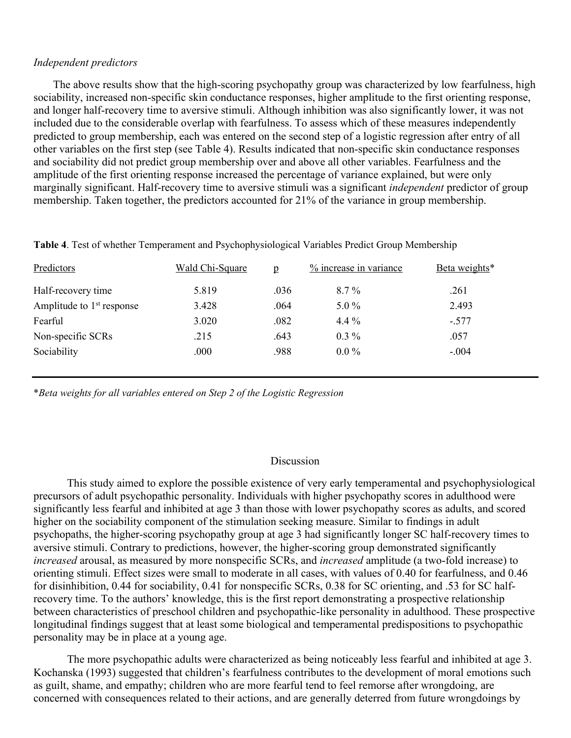*Independent predictors*

The above results show that the high-scoring psychopathy group was characterized by low fearfulness, high sociability, increased non-specific skin conductance responses, higher amplitude to the first orienting response, and longer half-recovery time to aversive stimuli. Although inhibition was also significantly lower, it was not included due to the considerable overlap with fearfulness. To assess which of these measures independently predicted to group membership, each was entered on the second step of a logistic regression after entry of all other variables on the first step (see Table 4). Results indicated that non-specific skin conductance responses and sociability did not predict group membership over and above all other variables. Fearfulness and the amplitude of the first orienting response increased the percentage of variance explained, but were only marginally significant. Half-recovery time to aversive stimuli was a significant *independent* predictor of group membership. Taken together, the predictors accounted for 21% of the variance in group membership.

**Table 4**. Test of whether Temperament and Psychophysiological Variables Predict Group Membership

| Predictors | Wald Chi-Square | p | % increase in variance | Beta weights* |
|---|---|---|---|---|
| Half-recovery time | 5.819 | .036 | 8.7 % | .261 |
| Amplitude to 1st response | 3.428 | .064 | 5.0 % | 2.493 |
| Fearful | 3.020 | .082 | 4.4 % | -.577 |
| Non-specific SCRs | .215 | .643 | 0.3 % | .057 |
| Sociability | .000 | .988 | 0.0 % | -.004 |

**Beta weights for all variables entered on Step 2 of the Logistic Regression*

## Discussion

This study aimed to explore the possible existence of very early temperamental and psychophysiological precursors of adult psychopathic personality. Individuals with higher psychopathy scores in adulthood were significantly less fearful and inhibited at age 3 than those with lower psychopathy scores as adults, and scored higher on the sociability component of the stimulation seeking measure. Similar to findings in adult psychopaths, the higher-scoring psychopathy group at age 3 had significantly longer SC half-recovery times to aversive stimuli. Contrary to predictions, however, the higher-scoring group demonstrated significantly *increased* arousal, as measured by more nonspecific SCRs, and *increased* amplitude (a two-fold increase) to orienting stimuli. Effect sizes were small to moderate in all cases, with values of 0.40 for fearfulness, and 0.46 for disinhibition, 0.44 for sociability, 0.41 for nonspecific SCRs, 0.38 for SC orienting, and .53 for SC half-recovery time. To the authors' knowledge, this is the first report demonstrating a prospective relationship between characteristics of preschool children and psychopathic-like personality in adulthood. These prospective longitudinal findings suggest that at least some biological and temperamental predispositions to psychopathic personality may be in place at a young age.

The more psychopathic adults were characterized as being noticeably less fearful and inhibited at age 3. Kochanska (1993) suggested that children's fearfulness contributes to the development of moral emotions such as guilt, shame, and empathy; children who are more fearful tend to feel remorse after wrongdoing, are concerned with consequences related to their actions, and are generally deterred from future wrongdoings by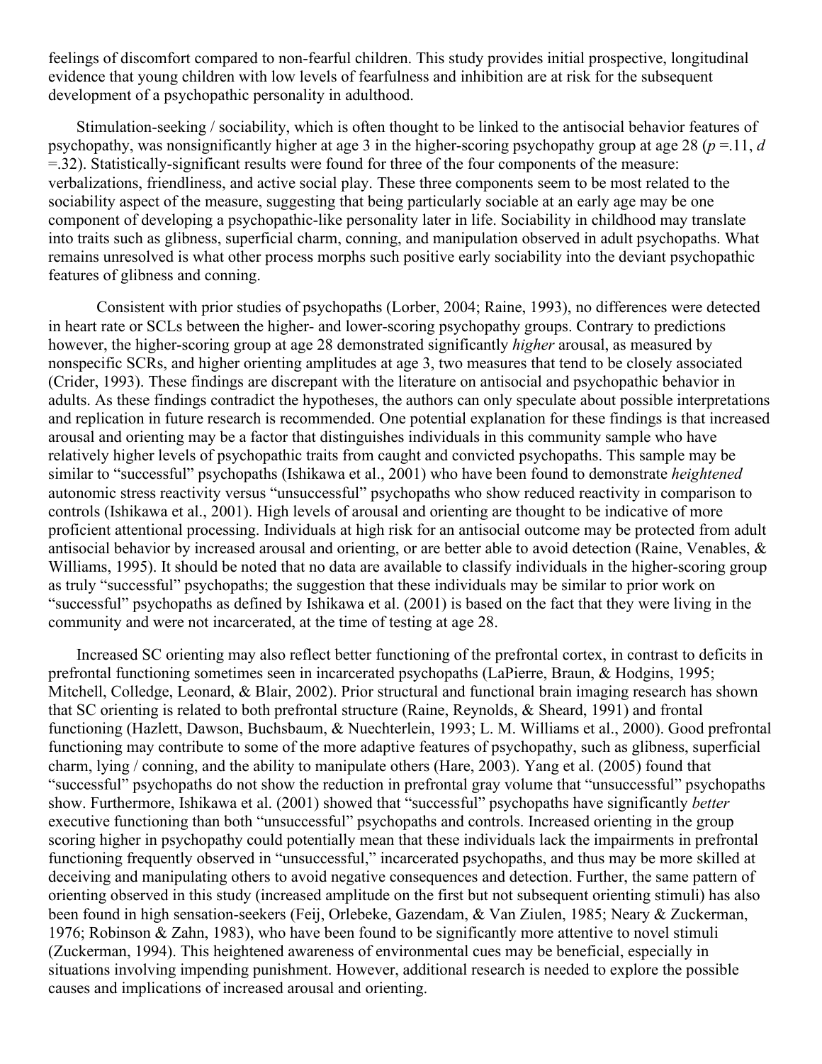feelings of discomfort compared to non-fearful children. This study provides initial prospective, longitudinal evidence that young children with low levels of fearfulness and inhibition are at risk for the subsequent development of a psychopathic personality in adulthood.

Stimulation-seeking / sociability, which is often thought to be linked to the antisocial behavior features of psychopathy, was nonsignificantly higher at age 3 in the higher-scoring psychopathy group at age 28 ($p$ =.11, $d$ =.32). Statistically-significant results were found for three of the four components of the measure: verbalizations, friendliness, and active social play. These three components seem to be most related to the sociability aspect of the measure, suggesting that being particularly sociable at an early age may be one component of developing a psychopathic-like personality later in life. Sociability in childhood may translate into traits such as glibness, superficial charm, conning, and manipulation observed in adult psychopaths. What remains unresolved is what other process morphs such positive early sociability into the deviant psychopathic features of glibness and conning.

Consistent with prior studies of psychopaths (Lorber, 2004; Raine, 1993), no differences were detected in heart rate or SCLs between the higher- and lower-scoring psychopathy groups. Contrary to predictions however, the higher-scoring group at age 28 demonstrated significantly *higher* arousal, as measured by nonspecific SCRs, and higher orienting amplitudes at age 3, two measures that tend to be closely associated (Crider, 1993). These findings are discrepant with the literature on antisocial and psychopathic behavior in adults. As these findings contradict the hypotheses, the authors can only speculate about possible interpretations and replication in future research is recommended. One potential explanation for these findings is that increased arousal and orienting may be a factor that distinguishes individuals in this community sample who have relatively higher levels of psychopathic traits from caught and convicted psychopaths. This sample may be similar to "successful" psychopaths (Ishikawa et al., 2001) who have been found to demonstrate *heightened* autonomic stress reactivity versus "unsuccessful" psychopaths who show reduced reactivity in comparison to controls (Ishikawa et al., 2001). High levels of arousal and orienting are thought to be indicative of more proficient attentional processing. Individuals at high risk for an antisocial outcome may be protected from adult antisocial behavior by increased arousal and orienting, or are better able to avoid detection (Raine, Venables, & Williams, 1995). It should be noted that no data are available to classify individuals in the higher-scoring group as truly "successful" psychopaths; the suggestion that these individuals may be similar to prior work on "successful" psychopaths as defined by Ishikawa et al. (2001) is based on the fact that they were living in the community and were not incarcerated, at the time of testing at age 28.

Increased SC orienting may also reflect better functioning of the prefrontal cortex, in contrast to deficits in prefrontal functioning sometimes seen in incarcerated psychopaths (LaPierre, Braun, & Hodgins, 1995; Mitchell, Colledge, Leonard, & Blair, 2002). Prior structural and functional brain imaging research has shown that SC orienting is related to both prefrontal structure (Raine, Reynolds, & Sheard, 1991) and frontal functioning (Hazlett, Dawson, Buchsbaum, & Nuechterlein, 1993; L. M. Williams et al., 2000). Good prefrontal functioning may contribute to some of the more adaptive features of psychopathy, such as glibness, superficial charm, lying / conning, and the ability to manipulate others (Hare, 2003). Yang et al. (2005) found that "successful" psychopaths do not show the reduction in prefrontal gray volume that "unsuccessful" psychopaths show. Furthermore, Ishikawa et al. (2001) showed that "successful" psychopaths have significantly *better* executive functioning than both "unsuccessful" psychopaths and controls. Increased orienting in the group scoring higher in psychopathy could potentially mean that these individuals lack the impairments in prefrontal functioning frequently observed in "unsuccessful," incarcerated psychopaths, and thus may be more skilled at deceiving and manipulating others to avoid negative consequences and detection. Further, the same pattern of orienting observed in this study (increased amplitude on the first but not subsequent orienting stimuli) has also been found in high sensation-seekers (Feij, Orlebeke, Gazendam, & Van Ziulen, 1985; Neary & Zuckerman, 1976; Robinson & Zahn, 1983), who have been found to be significantly more attentive to novel stimuli (Zuckerman, 1994). This heightened awareness of environmental cues may be beneficial, especially in situations involving impending punishment. However, additional research is needed to explore the possible causes and implications of increased arousal and orienting.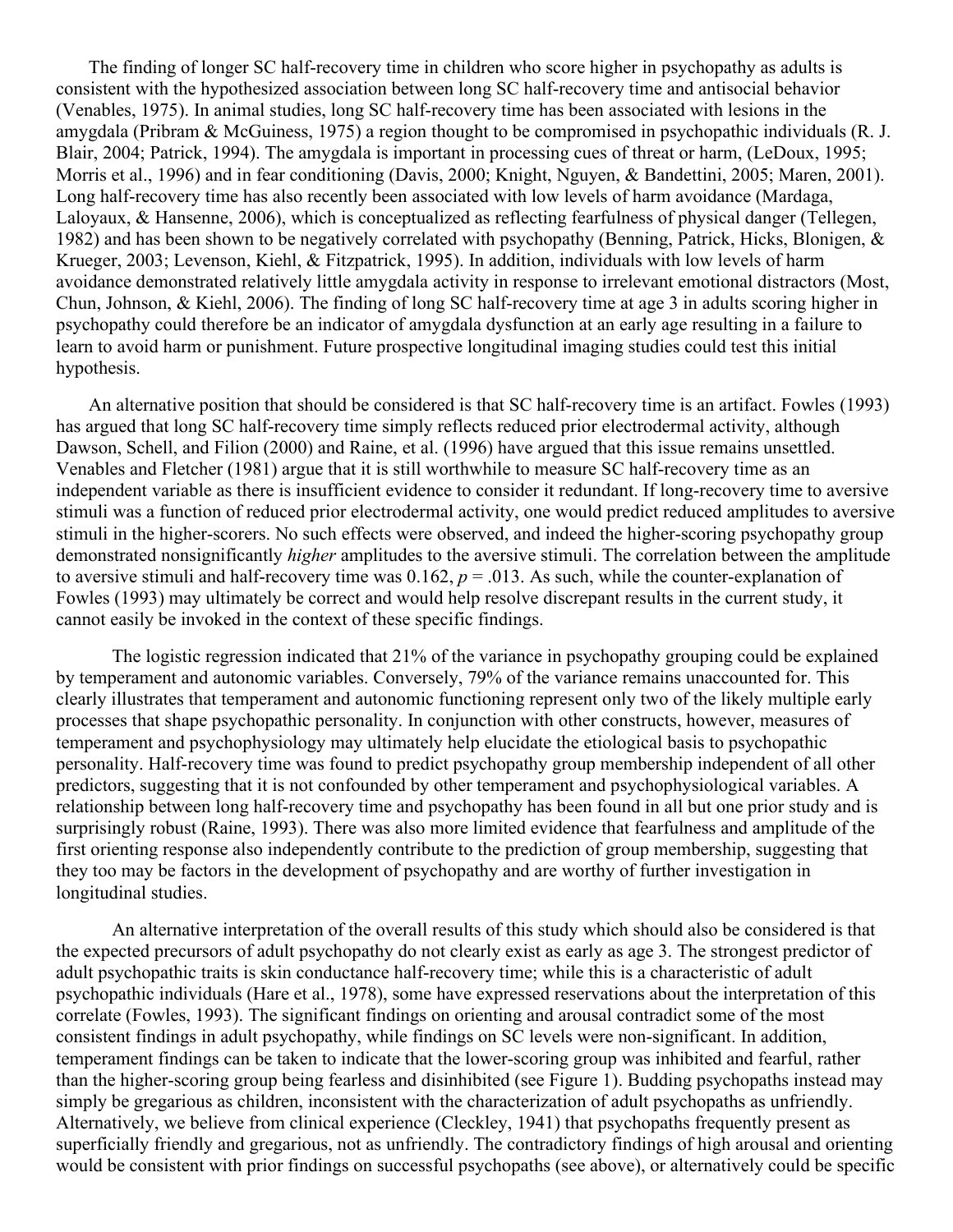The finding of longer SC half-recovery time in children who score higher in psychopathy as adults is consistent with the hypothesized association between long SC half-recovery time and antisocial behavior (Venables, 1975). In animal studies, long SC half-recovery time has been associated with lesions in the amygdala (Pribram & McGuiness, 1975) a region thought to be compromised in psychopathic individuals (R. J. Blair, 2004; Patrick, 1994). The amygdala is important in processing cues of threat or harm, (LeDoux, 1995; Morris et al., 1996) and in fear conditioning (Davis, 2000; Knight, Nguyen, & Bandettini, 2005; Maren, 2001). Long half-recovery time has also recently been associated with low levels of harm avoidance (Mardaga, Laloyaux, & Hansenne, 2006), which is conceptualized as reflecting fearfulness of physical danger (Tellegen, 1982) and has been shown to be negatively correlated with psychopathy (Benning, Patrick, Hicks, Blonigen, & Krueger, 2003; Levenson, Kiehl, & Fitzpatrick, 1995). In addition, individuals with low levels of harm avoidance demonstrated relatively little amygdala activity in response to irrelevant emotional distractors (Most, Chun, Johnson, & Kiehl, 2006). The finding of long SC half-recovery time at age 3 in adults scoring higher in psychopathy could therefore be an indicator of amygdala dysfunction at an early age resulting in a failure to learn to avoid harm or punishment. Future prospective longitudinal imaging studies could test this initial hypothesis.

An alternative position that should be considered is that SC half-recovery time is an artifact. Fowles (1993) has argued that long SC half-recovery time simply reflects reduced prior electrodermal activity, although Dawson, Schell, and Filion (2000) and Raine, et al. (1996) have argued that this issue remains unsettled. Venables and Fletcher (1981) argue that it is still worthwhile to measure SC half-recovery time as an independent variable as there is insufficient evidence to consider it redundant. If long-recovery time to aversive stimuli was a function of reduced prior electrodermal activity, one would predict reduced amplitudes to aversive stimuli in the higher-scorers. No such effects were observed, and indeed the higher-scoring psychopathy group demonstrated nonsignificantly *higher* amplitudes to the aversive stimuli. The correlation between the amplitude to aversive stimuli and half-recovery time was 0.162, $p = .013$. As such, while the counter-explanation of Fowles (1993) may ultimately be correct and would help resolve discrepant results in the current study, it cannot easily be invoked in the context of these specific findings.

The logistic regression indicated that 21% of the variance in psychopathy grouping could be explained by temperament and autonomic variables. Conversely, 79% of the variance remains unaccounted for. This clearly illustrates that temperament and autonomic functioning represent only two of the likely multiple early processes that shape psychopathic personality. In conjunction with other constructs, however, measures of temperament and psychophysiology may ultimately help elucidate the etiological basis to psychopathic personality. Half-recovery time was found to predict psychopathy group membership independent of all other predictors, suggesting that it is not confounded by other temperament and psychophysiological variables. A relationship between long half-recovery time and psychopathy has been found in all but one prior study and is surprisingly robust (Raine, 1993). There was also more limited evidence that fearfulness and amplitude of the first orienting response also independently contribute to the prediction of group membership, suggesting that they too may be factors in the development of psychopathy and are worthy of further investigation in longitudinal studies.

An alternative interpretation of the overall results of this study which should also be considered is that the expected precursors of adult psychopathy do not clearly exist as early as age 3. The strongest predictor of adult psychopathic traits is skin conductance half-recovery time; while this is a characteristic of adult psychopathic individuals (Hare et al., 1978), some have expressed reservations about the interpretation of this correlate (Fowles, 1993). The significant findings on orienting and arousal contradict some of the most consistent findings in adult psychopathy, while findings on SC levels were non-significant. In addition, temperament findings can be taken to indicate that the lower-scoring group was inhibited and fearful, rather than the higher-scoring group being fearless and disinhibited (see Figure 1). Budding psychopaths instead may simply be gregarious as children, inconsistent with the characterization of adult psychopaths as unfriendly. Alternatively, we believe from clinical experience (Cleckley, 1941) that psychopaths frequently present as superficially friendly and gregarious, not as unfriendly. The contradictory findings of high arousal and orienting would be consistent with prior findings on successful psychopaths (see above), or alternatively could be specific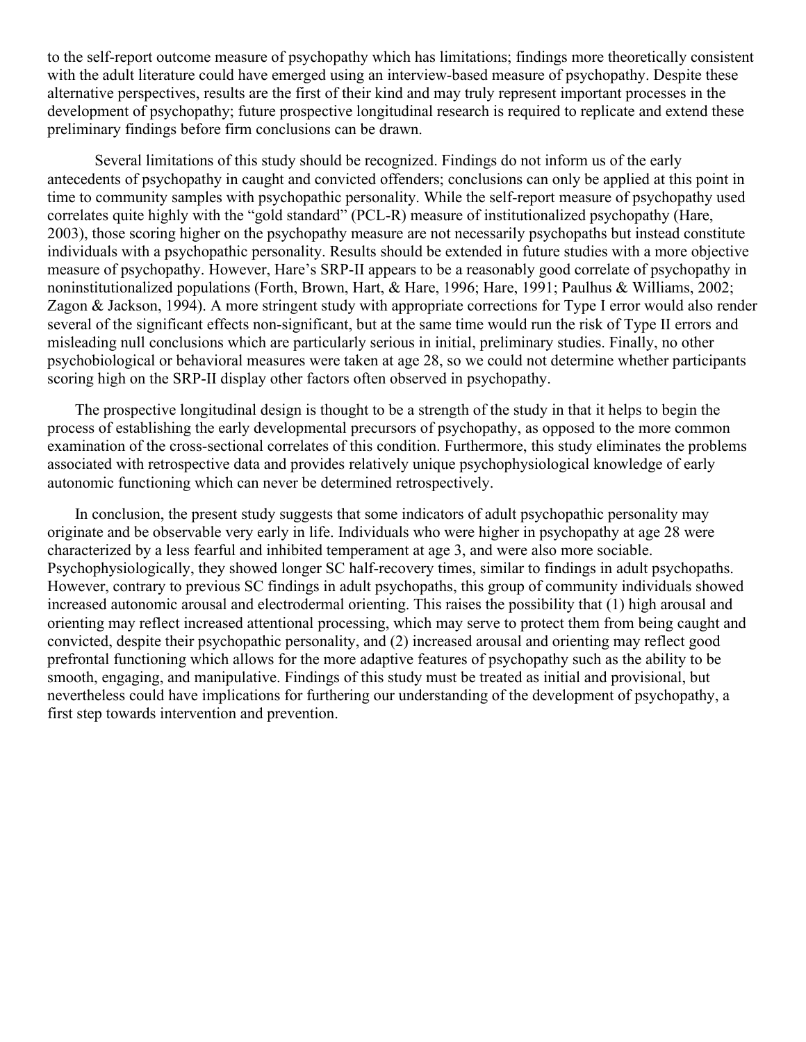to the self-report outcome measure of psychopathy which has limitations; findings more theoretically consistent with the adult literature could have emerged using an interview-based measure of psychopathy. Despite these alternative perspectives, results are the first of their kind and may truly represent important processes in the development of psychopathy; future prospective longitudinal research is required to replicate and extend these preliminary findings before firm conclusions can be drawn.

Several limitations of this study should be recognized. Findings do not inform us of the early antecedents of psychopathy in caught and convicted offenders; conclusions can only be applied at this point in time to community samples with psychopathic personality. While the self-report measure of psychopathy used correlates quite highly with the "gold standard" (PCL-R) measure of institutionalized psychopathy (Hare, 2003), those scoring higher on the psychopathy measure are not necessarily psychopaths but instead constitute individuals with a psychopathic personality. Results should be extended in future studies with a more objective measure of psychopathy. However, Hare's SRP-II appears to be a reasonably good correlate of psychopathy in noninstitutionalized populations (Forth, Brown, Hart, & Hare, 1996; Hare, 1991; Paulhus & Williams, 2002; Zagon & Jackson, 1994). A more stringent study with appropriate corrections for Type I error would also render several of the significant effects non-significant, but at the same time would run the risk of Type II errors and misleading null conclusions which are particularly serious in initial, preliminary studies. Finally, no other psychobiological or behavioral measures were taken at age 28, so we could not determine whether participants scoring high on the SRP-II display other factors often observed in psychopathy.

The prospective longitudinal design is thought to be a strength of the study in that it helps to begin the process of establishing the early developmental precursors of psychopathy, as opposed to the more common examination of the cross-sectional correlates of this condition. Furthermore, this study eliminates the problems associated with retrospective data and provides relatively unique psychophysiological knowledge of early autonomic functioning which can never be determined retrospectively.

In conclusion, the present study suggests that some indicators of adult psychopathic personality may originate and be observable very early in life. Individuals who were higher in psychopathy at age 28 were characterized by a less fearful and inhibited temperament at age 3, and were also more sociable. Psychophysiologically, they showed longer SC half-recovery times, similar to findings in adult psychopaths. However, contrary to previous SC findings in adult psychopaths, this group of community individuals showed increased autonomic arousal and electrodermal orienting. This raises the possibility that (1) high arousal and orienting may reflect increased attentional processing, which may serve to protect them from being caught and convicted, despite their psychopathic personality, and (2) increased arousal and orienting may reflect good prefrontal functioning which allows for the more adaptive features of psychopathy such as the ability to be smooth, engaging, and manipulative. Findings of this study must be treated as initial and provisional, but nevertheless could have implications for furthering our understanding of the development of psychopathy, a first step towards intervention and prevention.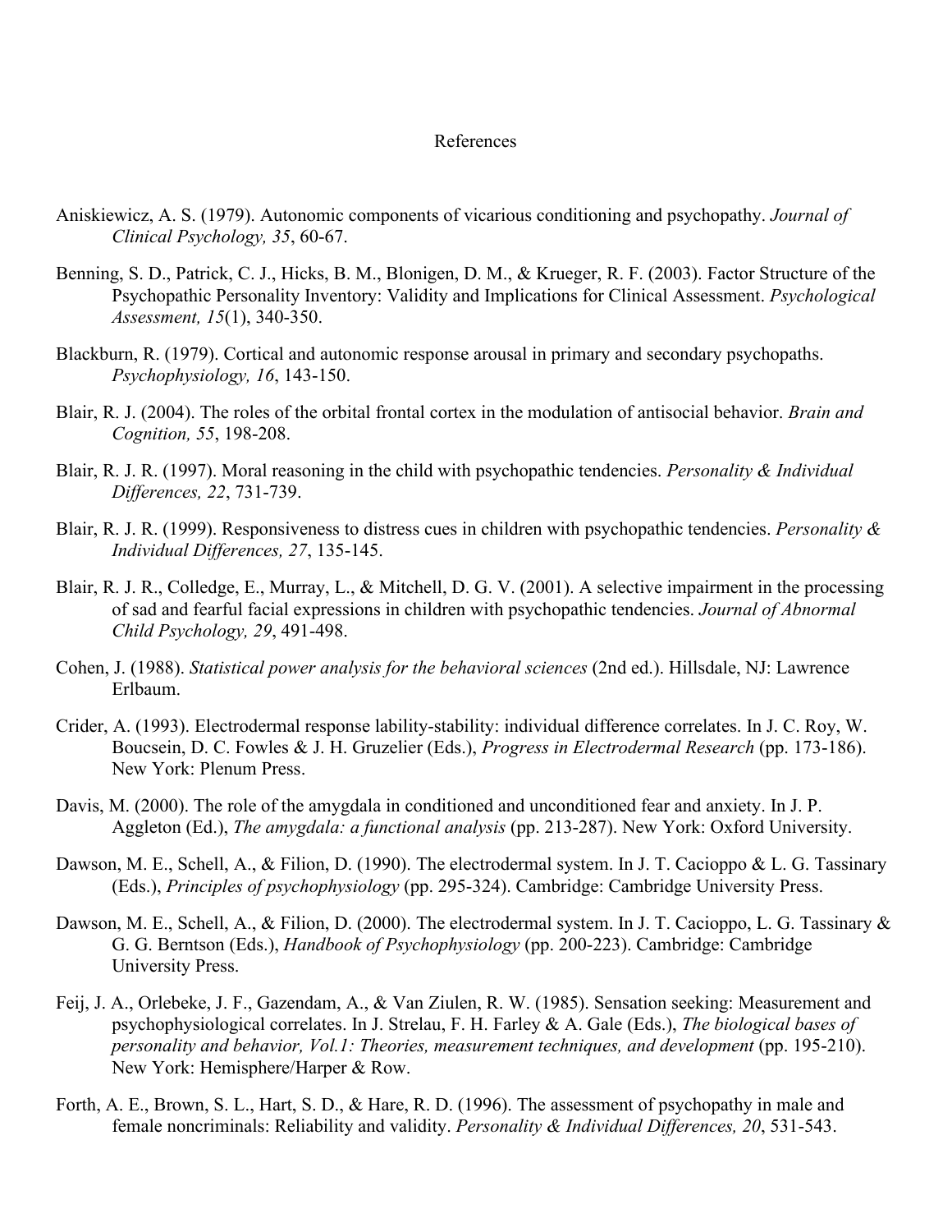# References

Aniskiewicz, A. S. (1979). Autonomic components of vicarious conditioning and psychopathy. *Journal of Clinical Psychology, 35*, 60-67.

Benning, S. D., Patrick, C. J., Hicks, B. M., Blonigen, D. M., & Krueger, R. F. (2003). Factor Structure of the Psychopathic Personality Inventory: Validity and Implications for Clinical Assessment. *Psychological Assessment, 15*(1), 340-350.

Blackburn, R. (1979). Cortical and autonomic response arousal in primary and secondary psychopaths. *Psychophysiology, 16*, 143-150.

Blair, R. J. (2004). The roles of the orbital frontal cortex in the modulation of antisocial behavior. *Brain and Cognition, 55*, 198-208.

Blair, R. J. R. (1997). Moral reasoning in the child with psychopathic tendencies. *Personality & Individual Differences, 22*, 731-739.

Blair, R. J. R. (1999). Responsiveness to distress cues in children with psychopathic tendencies. *Personality & Individual Differences, 27*, 135-145.

Blair, R. J. R., Colledge, E., Murray, L., & Mitchell, D. G. V. (2001). A selective impairment in the processing of sad and fearful facial expressions in children with psychopathic tendencies. *Journal of Abnormal Child Psychology, 29*, 491-498.

Cohen, J. (1988). *Statistical power analysis for the behavioral sciences* (2nd ed.). Hillsdale, NJ: Lawrence Erlbaum.

Crider, A. (1993). Electrodermal response lability-stability: individual difference correlates. In J. C. Roy, W. Boucsein, D. C. Fowles & J. H. Gruzelier (Eds.), *Progress in Electrodermal Research* (pp. 173-186). New York: Plenum Press.

Davis, M. (2000). The role of the amygdala in conditioned and unconditioned fear and anxiety. In J. P. Aggleton (Ed.), *The amygdala: a functional analysis* (pp. 213-287). New York: Oxford University.

Dawson, M. E., Schell, A., & Filion, D. (1990). The electrodermal system. In J. T. Cacioppo & L. G. Tassinary (Eds.), *Principles of psychophysiology* (pp. 295-324). Cambridge: Cambridge University Press.

Dawson, M. E., Schell, A., & Filion, D. (2000). The electrodermal system. In J. T. Cacioppo, L. G. Tassinary & G. G. Berntson (Eds.), *Handbook of Psychophysiology* (pp. 200-223). Cambridge: Cambridge University Press.

Feij, J. A., Orlebeke, J. F., Gazendam, A., & Van Ziulen, R. W. (1985). Sensation seeking: Measurement and psychophysiological correlates. In J. Strelau, F. H. Farley & A. Gale (Eds.), *The biological bases of personality and behavior, Vol.1: Theories, measurement techniques, and development* (pp. 195-210). New York: Hemisphere/Harper & Row.

Forth, A. E., Brown, S. L., Hart, S. D., & Hare, R. D. (1996). The assessment of psychopathy in male and female noncriminals: Reliability and validity. *Personality & Individual Differences, 20*, 531-543.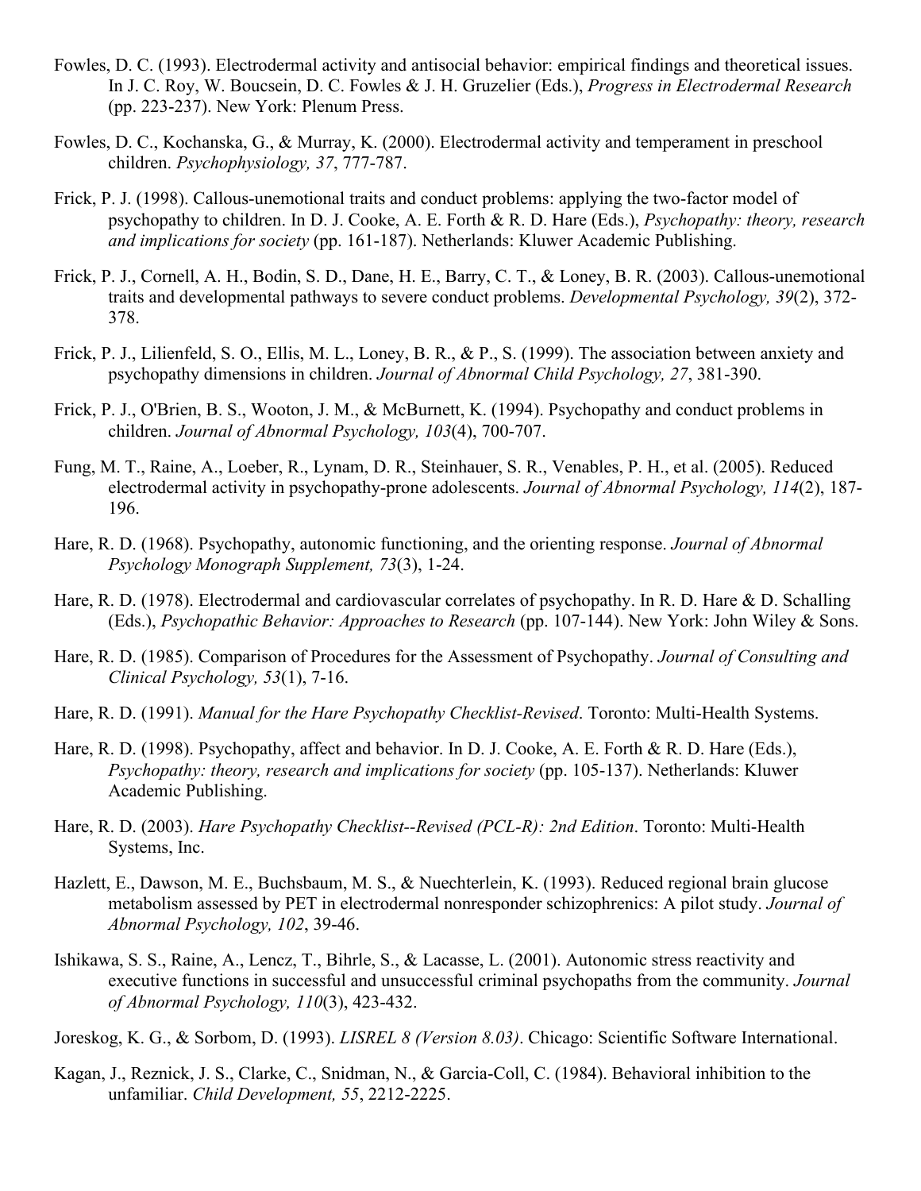Fowles, D. C. (1993). Electrodermal activity and antisocial behavior: empirical findings and theoretical issues. In J. C. Roy, W. Boucsein, D. C. Fowles & J. H. Gruzelier (Eds.), *Progress in Electrodermal Research* (pp. 223-237). New York: Plenum Press.

Fowles, D. C., Kochanska, G., & Murray, K. (2000). Electrodermal activity and temperament in preschool children. *Psychophysiology, 37*, 777-787.

Frick, P. J. (1998). Callous-unemotional traits and conduct problems: applying the two-factor model of psychopathy to children. In D. J. Cooke, A. E. Forth & R. D. Hare (Eds.), *Psychopathy: theory, research and implications for society* (pp. 161-187). Netherlands: Kluwer Academic Publishing.

Frick, P. J., Cornell, A. H., Bodin, S. D., Dane, H. E., Barry, C. T., & Loney, B. R. (2003). Callous-unemotional traits and developmental pathways to severe conduct problems. *Developmental Psychology, 39*(2), 372-378.

Frick, P. J., Lilienfeld, S. O., Ellis, M. L., Loney, B. R., & P., S. (1999). The association between anxiety and psychopathy dimensions in children. *Journal of Abnormal Child Psychology, 27*, 381-390.

Frick, P. J., O'Brien, B. S., Wooton, J. M., & McBurnett, K. (1994). Psychopathy and conduct problems in children. *Journal of Abnormal Psychology, 103*(4), 700-707.

Fung, M. T., Raine, A., Loeber, R., Lynam, D. R., Steinhauer, S. R., Venables, P. H., et al. (2005). Reduced electrodermal activity in psychopathy-prone adolescents. *Journal of Abnormal Psychology, 114*(2), 187-196.

Hare, R. D. (1968). Psychopathy, autonomic functioning, and the orienting response. *Journal of Abnormal Psychology Monograph Supplement, 73*(3), 1-24.

Hare, R. D. (1978). Electrodermal and cardiovascular correlates of psychopathy. In R. D. Hare & D. Schalling (Eds.), *Psychopathic Behavior: Approaches to Research* (pp. 107-144). New York: John Wiley & Sons.

Hare, R. D. (1985). Comparison of Procedures for the Assessment of Psychopathy. *Journal of Consulting and Clinical Psychology, 53*(1), 7-16.

Hare, R. D. (1991). *Manual for the Hare Psychopathy Checklist-Revised*. Toronto: Multi-Health Systems.

Hare, R. D. (1998). Psychopathy, affect and behavior. In D. J. Cooke, A. E. Forth & R. D. Hare (Eds.), *Psychopathy: theory, research and implications for society* (pp. 105-137). Netherlands: Kluwer Academic Publishing.

Hare, R. D. (2003). *Hare Psychopathy Checklist--Revised (PCL-R): 2nd Edition*. Toronto: Multi-Health Systems, Inc.

Hazlett, E., Dawson, M. E., Buchsbaum, M. S., & Nuechterlein, K. (1993). Reduced regional brain glucose metabolism assessed by PET in electrodermal nonresponder schizophrenics: A pilot study. *Journal of Abnormal Psychology, 102*, 39-46.

Ishikawa, S. S., Raine, A., Lencz, T., Bihrle, S., & Lacasse, L. (2001). Autonomic stress reactivity and executive functions in successful and unsuccessful criminal psychopaths from the community. *Journal of Abnormal Psychology, 110*(3), 423-432.

Joreskog, K. G., & Sorbom, D. (1993). *LISREL 8 (Version 8.03)*. Chicago: Scientific Software International.

Kagan, J., Reznick, J. S., Clarke, C., Snidman, N., & Garcia-Coll, C. (1984). Behavioral inhibition to the unfamiliar. *Child Development, 55*, 2212-2225.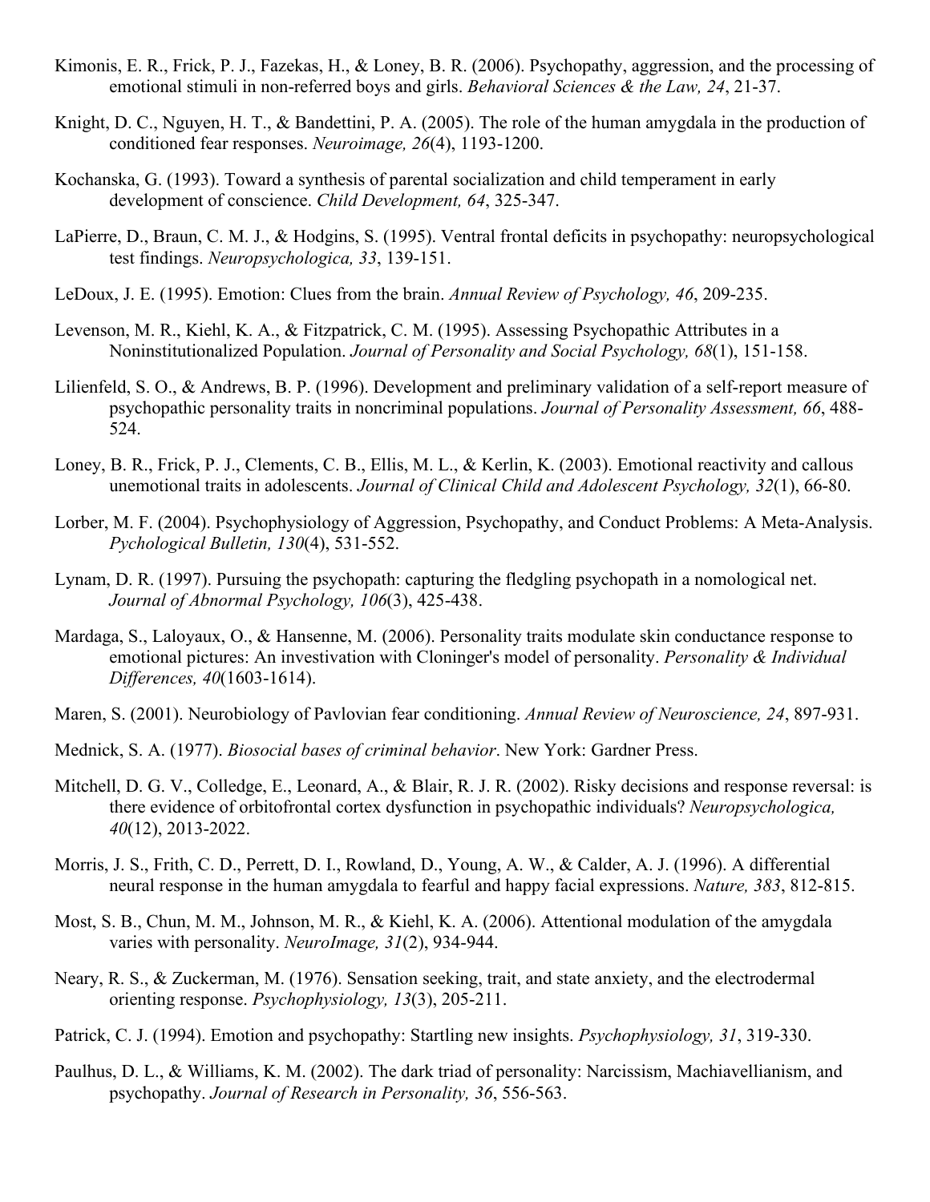Kimonis, E. R., Frick, P. J., Fazekas, H., & Loney, B. R. (2006). Psychopathy, aggression, and the processing of emotional stimuli in non-referred boys and girls. *Behavioral Sciences & the Law, 24*, 21-37.

Knight, D. C., Nguyen, H. T., & Bandettini, P. A. (2005). The role of the human amygdala in the production of conditioned fear responses. *Neuroimage, 26*(4), 1193-1200.

Kochanska, G. (1993). Toward a synthesis of parental socialization and child temperament in early development of conscience. *Child Development, 64*, 325-347.

LaPierre, D., Braun, C. M. J., & Hodgins, S. (1995). Ventral frontal deficits in psychopathy: neuropsychological test findings. *Neuropsychologica, 33*, 139-151.

LeDoux, J. E. (1995). Emotion: Clues from the brain. *Annual Review of Psychology, 46*, 209-235.

Levenson, M. R., Kiehl, K. A., & Fitzpatrick, C. M. (1995). Assessing Psychopathic Attributes in a Noninstitutionalized Population. *Journal of Personality and Social Psychology, 68*(1), 151-158.

Lilienfeld, S. O., & Andrews, B. P. (1996). Development and preliminary validation of a self-report measure of psychopathic personality traits in noncriminal populations. *Journal of Personality Assessment, 66*, 488-524.

Loney, B. R., Frick, P. J., Clements, C. B., Ellis, M. L., & Kerlin, K. (2003). Emotional reactivity and callous unemotional traits in adolescents. *Journal of Clinical Child and Adolescent Psychology, 32*(1), 66-80.

Lorber, M. F. (2004). Psychophysiology of Aggression, Psychopathy, and Conduct Problems: A Meta-Analysis. *Pychological Bulletin, 130*(4), 531-552.

Lynam, D. R. (1997). Pursuing the psychopath: capturing the fledgling psychopath in a nomological net. *Journal of Abnormal Psychology, 106*(3), 425-438.

Mardaga, S., Laloyaux, O., & Hansenne, M. (2006). Personality traits modulate skin conductance response to emotional pictures: An investivation with Cloninger's model of personality. *Personality & Individual Differences, 40*(1603-1614).

Maren, S. (2001). Neurobiology of Pavlovian fear conditioning. *Annual Review of Neuroscience, 24*, 897-931.

Mednick, S. A. (1977). *Biosocial bases of criminal behavior*. New York: Gardner Press.

Mitchell, D. G. V., Colledge, E., Leonard, A., & Blair, R. J. R. (2002). Risky decisions and response reversal: is there evidence of orbitofrontal cortex dysfunction in psychopathic individuals? *Neuropsychologica, 40*(12), 2013-2022.

Morris, J. S., Frith, C. D., Perrett, D. I., Rowland, D., Young, A. W., & Calder, A. J. (1996). A differential neural response in the human amygdala to fearful and happy facial expressions. *Nature, 383*, 812-815.

Most, S. B., Chun, M. M., Johnson, M. R., & Kiehl, K. A. (2006). Attentional modulation of the amygdala varies with personality. *NeuroImage, 31*(2), 934-944.

Neary, R. S., & Zuckerman, M. (1976). Sensation seeking, trait, and state anxiety, and the electrodermal orienting response. *Psychophysiology, 13*(3), 205-211.

Patrick, C. J. (1994). Emotion and psychopathy: Startling new insights. *Psychophysiology, 31*, 319-330.

Paulhus, D. L., & Williams, K. M. (2002). The dark triad of personality: Narcissism, Machiavellianism, and psychopathy. *Journal of Research in Personality, 36*, 556-563.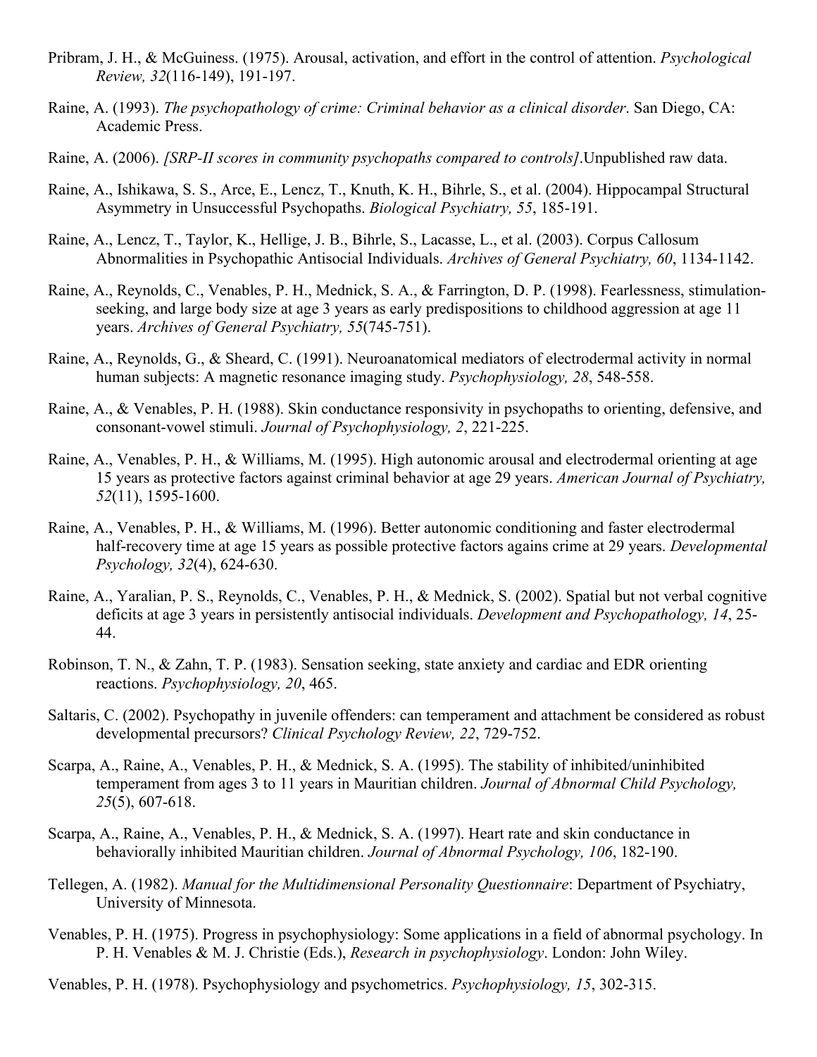Pribram, J. H., & McGuiness. (1975). Arousal, activation, and effort in the control of attention. *Psychological Review, 32*(116-149), 191-197.

Raine, A. (1993). *The psychopathology of crime: Criminal behavior as a clinical disorder*. San Diego, CA: Academic Press.

Raine, A. (2006). *[SRP-II scores in community psychopaths compared to controls]*.Unpublished raw data.

Raine, A., Ishikawa, S. S., Arce, E., Lencz, T., Knuth, K. H., Bihrle, S., et al. (2004). Hippocampal Structural Asymmetry in Unsuccessful Psychopaths. *Biological Psychiatry, 55*, 185-191.

Raine, A., Lencz, T., Taylor, K., Hellige, J. B., Bihrle, S., Lacasse, L., et al. (2003). Corpus Callosum Abnormalities in Psychopathic Antisocial Individuals. *Archives of General Psychiatry, 60*, 1134-1142.

Raine, A., Reynolds, C., Venables, P. H., Mednick, S. A., & Farrington, D. P. (1998). Fearlessness, stimulation-seeking, and large body size at age 3 years as early predispositions to childhood aggression at age 11 years. *Archives of General Psychiatry, 55*(745-751).

Raine, A., Reynolds, G., & Sheard, C. (1991). Neuroanatomical mediators of electrodermal activity in normal human subjects: A magnetic resonance imaging study. *Psychophysiology, 28*, 548-558.

Raine, A., & Venables, P. H. (1988). Skin conductance responsivity in psychopaths to orienting, defensive, and consonant-vowel stimuli. *Journal of Psychophysiology, 2*, 221-225.

Raine, A., Venables, P. H., & Williams, M. (1995). High autonomic arousal and electrodermal orienting at age 15 years as protective factors against criminal behavior at age 29 years. *American Journal of Psychiatry, 52*(11), 1595-1600.

Raine, A., Venables, P. H., & Williams, M. (1996). Better autonomic conditioning and faster electrodermal half-recovery time at age 15 years as possible protective factors agains crime at 29 years. *Developmental Psychology, 32*(4), 624-630.

Raine, A., Yaralian, P. S., Reynolds, C., Venables, P. H., & Mednick, S. (2002). Spatial but not verbal cognitive deficits at age 3 years in persistently antisocial individuals. *Development and Psychopathology, 14*, 25-44.

Robinson, T. N., & Zahn, T. P. (1983). Sensation seeking, state anxiety and cardiac and EDR orienting reactions. *Psychophysiology, 20*, 465.

Saltaris, C. (2002). Psychopathy in juvenile offenders: can temperament and attachment be considered as robust developmental precursors? *Clinical Psychology Review, 22*, 729-752.

Scarpa, A., Raine, A., Venables, P. H., & Mednick, S. A. (1995). The stability of inhibited/uninhibited temperament from ages 3 to 11 years in Mauritian children. *Journal of Abnormal Child Psychology, 25*(5), 607-618.

Scarpa, A., Raine, A., Venables, P. H., & Mednick, S. A. (1997). Heart rate and skin conductance in behaviorally inhibited Mauritian children. *Journal of Abnormal Psychology, 106*, 182-190.

Tellegen, A. (1982). *Manual for the Multidimensional Personality Questionnaire*: Department of Psychiatry, University of Minnesota.

Venables, P. H. (1975). Progress in psychophysiology: Some applications in a field of abnormal psychology. In P. H. Venables & M. J. Christie (Eds.), *Research in psychophysiology*. London: John Wiley.

Venables, P. H. (1978). Psychophysiology and psychometrics. *Psychophysiology, 15*, 302-315.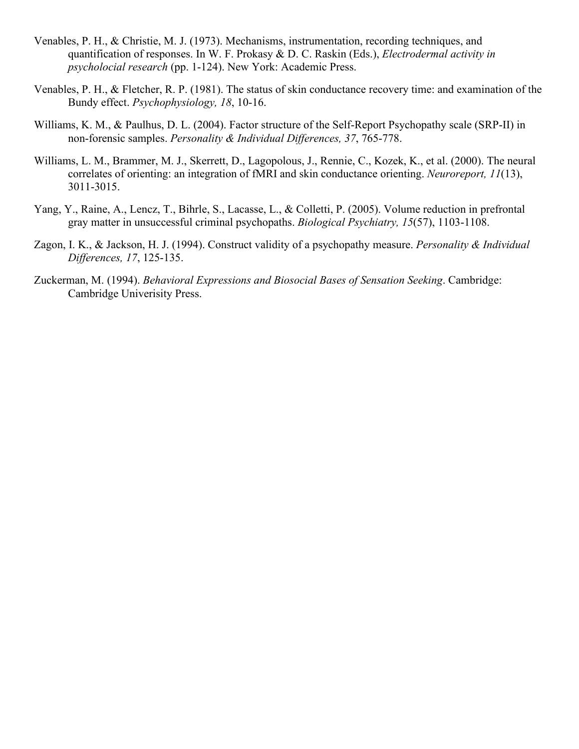Venables, P. H., & Christie, M. J. (1973). Mechanisms, instrumentation, recording techniques, and quantification of responses. In W. F. Prokasy & D. C. Raskin (Eds.), *Electrodermal activity in psycholocial research* (pp. 1-124). New York: Academic Press.

Venables, P. H., & Fletcher, R. P. (1981). The status of skin conductance recovery time: and examination of the Bundy effect. *Psychophysiology, 18*, 10-16.

Williams, K. M., & Paulhus, D. L. (2004). Factor structure of the Self-Report Psychopathy scale (SRP-II) in non-forensic samples. *Personality & Individual Differences, 37*, 765-778.

Williams, L. M., Brammer, M. J., Skerrett, D., Lagopolous, J., Rennie, C., Kozek, K., et al. (2000). The neural correlates of orienting: an integration of fMRI and skin conductance orienting. *Neuroreport, 11*(13), 3011-3015.

Yang, Y., Raine, A., Lencz, T., Bihrle, S., Lacasse, L., & Colletti, P. (2005). Volume reduction in prefrontal gray matter in unsuccessful criminal psychopaths. *Biological Psychiatry, 15*(57), 1103-1108.

Zagon, I. K., & Jackson, H. J. (1994). Construct validity of a psychopathy measure. *Personality & Individual Differences, 17*, 125-135.

Zuckerman, M. (1994). *Behavioral Expressions and Biosocial Bases of Sensation Seeking*. Cambridge: Cambridge Univerisity Press.